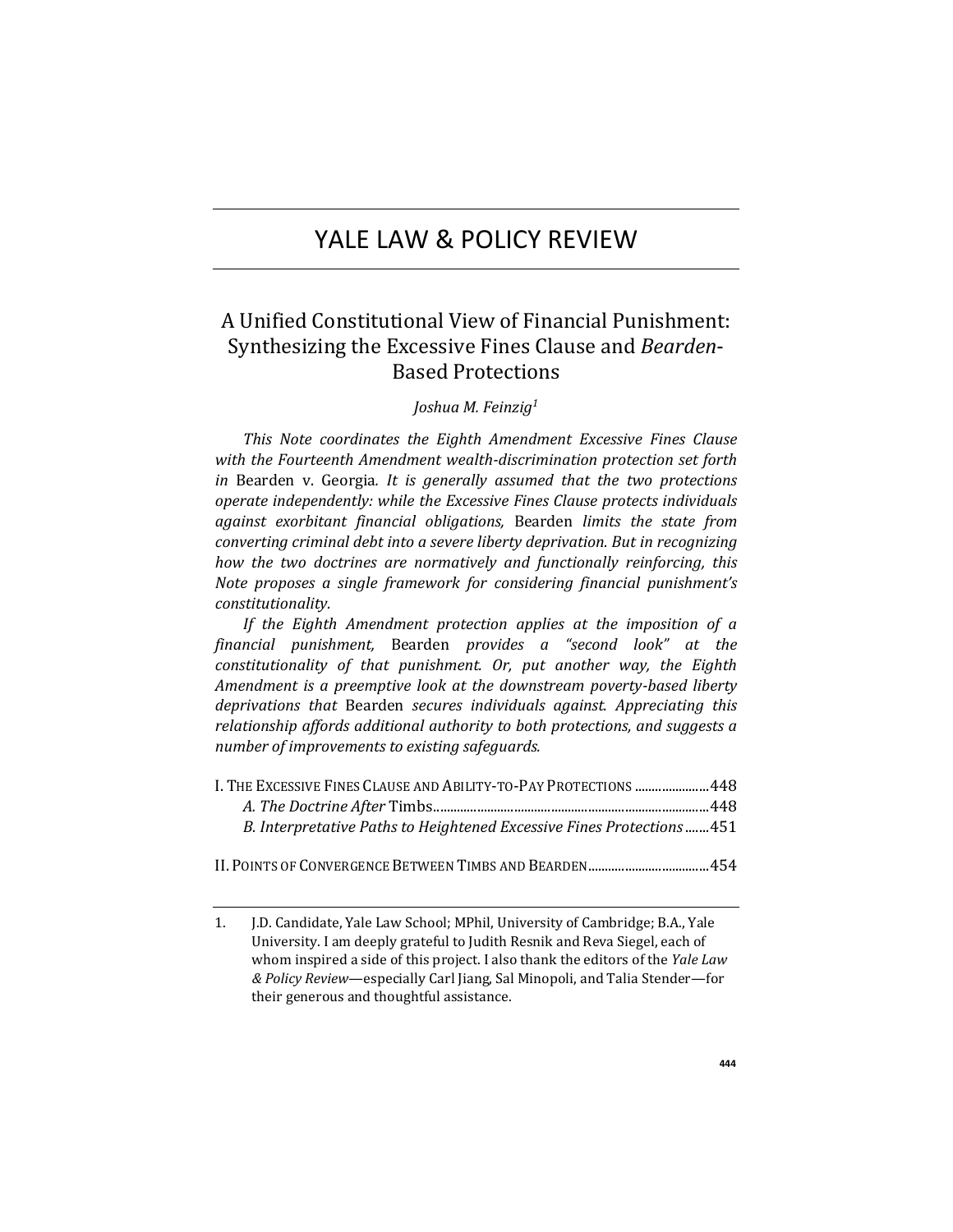# YALE LAW & POLICY REVIEW

## A Unified Constitutional View of Financial Punishment: Synthesizing the Excessive Fines Clause and *Bearden*-Based Protections

*Joshua M. Feinzig*[1]

*This Note coordinates the Eighth Amendment Excessive Fines Clause with the Fourteenth Amendment wealth-discrimination protection set forth in* Bearden v. Georgia*. It is generally assumed that the two protections operate independently: while the Excessive Fines Clause protects individuals against exorbitant financial obligations,* Bearden *limits the state from converting criminal debt into a severe liberty deprivation. But in recognizing how the two doctrines are normatively and functionally reinforcing, this Note proposes a single framework for considering financial punishment's constitutionality.*

*If the Eighth Amendment protection applies at the imposition of a financial punishment,* Bearden *provides a "second look" at the constitutionality of that punishment. Or, put another way, the Eighth Amendment is a preemptive look at the downstream poverty-based liberty deprivations that* Bearden *secures individuals against. Appreciating this relationship affords additional authority to both protections, and suggests a number of improvements to existing safeguards.*

I. THE EXCESSIVE FINES CLAUSE AND ABILITY-TO-PAY PROTECTIONS ......................448
*A. The Doctrine After* Timbs.......................................................................................448
*B. Interpretative Paths to Heightened Excessive Fines Protections* .......451

II. POINTS OF CONVERGENCE BETWEEN TIMBS AND BEARDEN....................................454

1. J.D. Candidate, Yale Law School; MPhil, University of Cambridge; B.A., Yale University. I am deeply grateful to Judith Resnik and Reva Siegel, each of whom inspired a side of this project. I also thank the editors of the *Yale Law & Policy Review*—especially Carl Jiang, Sal Minopoli, and Talia Stender—for their generous and thoughtful assistance.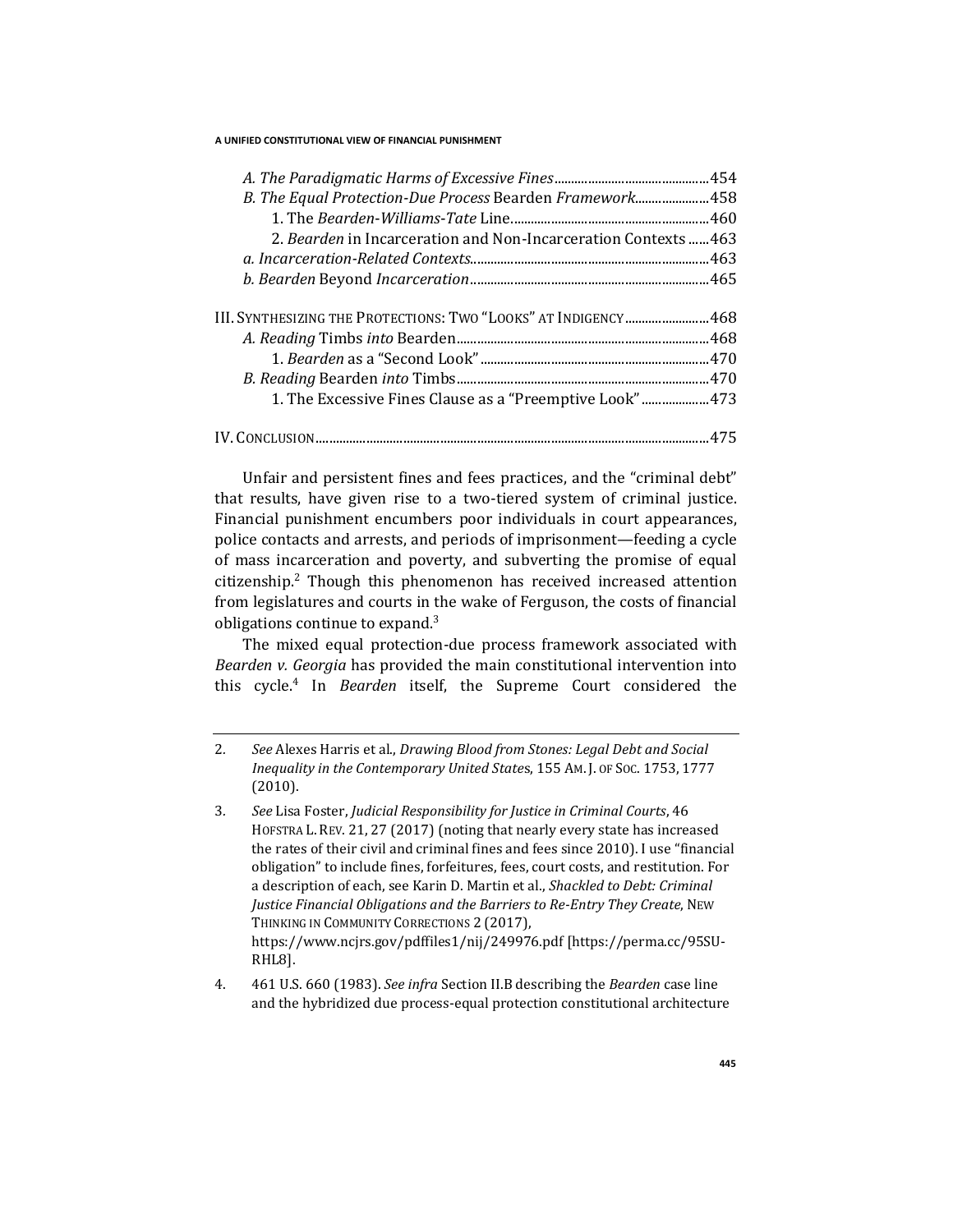*A. The Paradigmatic Harms of Excessive Fines*..............................................454
*B. The Equal Protection-Due Process* Bearden *Framework*......................458
1. The *Bearden-Williams-Tate* Line..........................................................460
2. *Bearden* in Incarceration and Non-Incarceration Contexts ......463
*a. Incarceration-Related Contexts*........................................................463
*b. Bearden* Beyond *Incarceration*........................................................465

III. SYNTHESIZING THE PROTECTIONS: TWO "LOOKS" AT INDIGENCY.........................468
*A. Reading* Timbs *into* Bearden..........................................................................468
1. *Bearden* as a "Second Look"......................................................................470
*B. Reading* Bearden *into* Timbs..........................................................................470
1. The Excessive Fines Clause as a "Preemptive Look"....................473

IV. CONCLUSION.........................................................................................................475

Unfair and persistent fines and fees practices, and the "criminal debt" that results, have given rise to a two-tiered system of criminal justice. Financial punishment encumbers poor individuals in court appearances, police contacts and arrests, and periods of imprisonment—feeding a cycle of mass incarceration and poverty, and subverting the promise of equal citizenship.[2] Though this phenomenon has received increased attention from legislatures and courts in the wake of Ferguson, the costs of financial obligations continue to expand.[3]

The mixed equal protection-due process framework associated with *Bearden v. Georgia* has provided the main constitutional intervention into this cycle.[4] In *Bearden* itself, the Supreme Court considered the

---

2. *See* Alexes Harris et al., *Drawing Blood from Stones: Legal Debt and Social Inequality in the Contemporary United States*, 155 AM. J. OF SOC. 1753, 1777 (2010).

3. *See* Lisa Foster, *Judicial Responsibility for Justice in Criminal Courts*, 46 HOFSTRA L. REV. 21, 27 (2017) (noting that nearly every state has increased the rates of their civil and criminal fines and fees since 2010). I use "financial obligation" to include fines, forfeitures, fees, court costs, and restitution. For a description of each, see Karin D. Martin et al., *Shackled to Debt: Criminal Justice Financial Obligations and the Barriers to Re-Entry They Create*, NEW THINKING IN COMMUNITY CORRECTIONS 2 (2017), https://www.ncjrs.gov/pdffiles1/nij/249976.pdf [https://perma.cc/95SU-RHL8].

4. 461 U.S. 660 (1983). *See infra* Section II.B describing the *Bearden* case line and the hybridized due process-equal protection constitutional architecture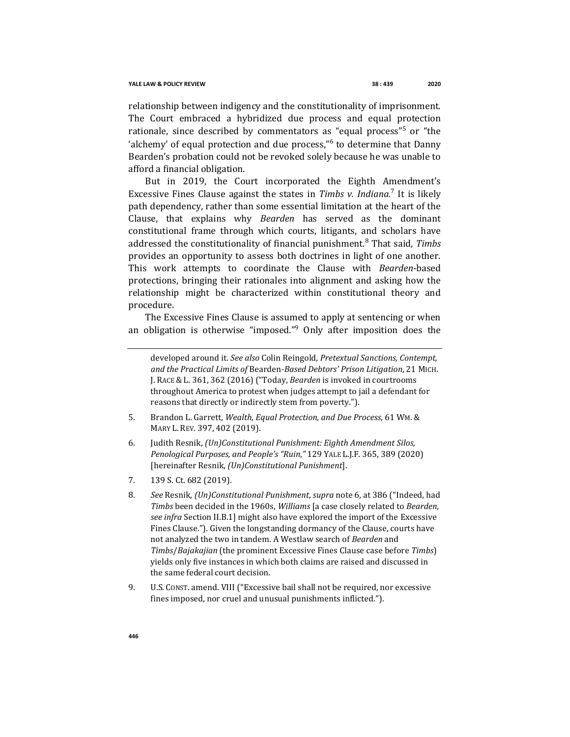relationship between indigency and the constitutionality of imprisonment. The Court embraced a hybridized due process and equal protection rationale, since described by commentators as "equal process"[5] or "the 'alchemy' of equal protection and due process,"[6] to determine that Danny Bearden's probation could not be revoked solely because he was unable to afford a financial obligation.

But in 2019, the Court incorporated the Eighth Amendment's Excessive Fines Clause against the states in *Timbs v. Indiana.*[7] It is likely path dependency, rather than some essential limitation at the heart of the Clause, that explains why *Bearden* has served as the dominant constitutional frame through which courts, litigants, and scholars have addressed the constitutionality of financial punishment.[8] That said, *Timbs* provides an opportunity to assess both doctrines in light of one another. This work attempts to coordinate the Clause with *Bearden*-based protections, bringing their rationales into alignment and asking how the relationship might be characterized within constitutional theory and procedure.

The Excessive Fines Clause is assumed to apply at sentencing or when an obligation is otherwise "imposed."[9] Only after imposition does the

---

developed around it. *See also* Colin Reingold, *Pretextual Sanctions, Contempt, and the Practical Limits of* Bearden*-Based Debtors' Prison Litigation*, 21 MICH. J. RACE & L. 361, 362 (2016) ("Today, *Bearden* is invoked in courtrooms throughout America to protest when judges attempt to jail a defendant for reasons that directly or indirectly stem from poverty.").

5. Brandon L. Garrett, *Wealth, Equal Protection, and Due Process*, 61 WM. & MARY L. REV. 397, 402 (2019).

6. Judith Resnik, *(Un)Constitutional Punishment: Eighth Amendment Silos, Penological Purposes, and People's "Ruin,"* 129 YALE L.J.F. 365, 389 (2020) [hereinafter Resnik, *(Un)Constitutional Punishment*].

7. 139 S. Ct. 682 (2019).

8. *See* Resnik, *(Un)Constitutional Punishment*, *supra* note 6, at 386 ("Indeed, had *Timbs* been decided in the 1960s, *Williams* [a case closely related to *Bearden*, *see infra* Section II.B.1] might also have explored the import of the Excessive Fines Clause."). Given the longstanding dormancy of the Clause, courts have not analyzed the two in tandem. A Westlaw search of *Bearden* and *Timbs*/*Bajakajian* (the prominent Excessive Fines Clause case before *Timbs*) yields only five instances in which both claims are raised and discussed in the same federal court decision.

9. U.S. CONST. amend. VIII ("Excessive bail shall not be required, nor excessive fines imposed, nor cruel and unusual punishments inflicted.").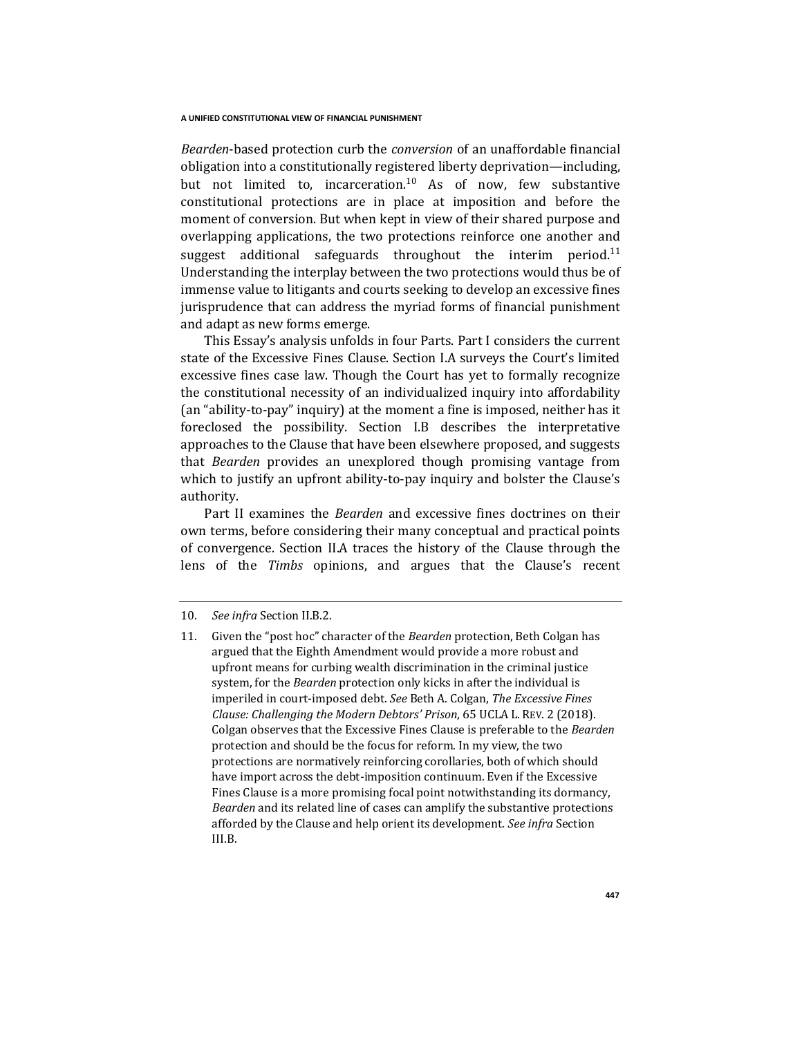*Bearden*-based protection curb the *conversion* of an unaffordable financial obligation into a constitutionally registered liberty deprivation—including, but not limited to, incarceration.[10] As of now, few substantive constitutional protections are in place at imposition and before the moment of conversion. But when kept in view of their shared purpose and overlapping applications, the two protections reinforce one another and suggest additional safeguards throughout the interim period.[11] Understanding the interplay between the two protections would thus be of immense value to litigants and courts seeking to develop an excessive fines jurisprudence that can address the myriad forms of financial punishment and adapt as new forms emerge.

This Essay's analysis unfolds in four Parts. Part I considers the current state of the Excessive Fines Clause. Section I.A surveys the Court's limited excessive fines case law. Though the Court has yet to formally recognize the constitutional necessity of an individualized inquiry into affordability (an "ability-to-pay" inquiry) at the moment a fine is imposed, neither has it foreclosed the possibility. Section I.B describes the interpretative approaches to the Clause that have been elsewhere proposed, and suggests that *Bearden* provides an unexplored though promising vantage from which to justify an upfront ability-to-pay inquiry and bolster the Clause's authority.

Part II examines the *Bearden* and excessive fines doctrines on their own terms, before considering their many conceptual and practical points of convergence. Section II.A traces the history of the Clause through the lens of the *Timbs* opinions, and argues that the Clause's recent

---

10. *See infra* Section II.B.2.

11. Given the "post hoc" character of the *Bearden* protection, Beth Colgan has argued that the Eighth Amendment would provide a more robust and upfront means for curbing wealth discrimination in the criminal justice system, for the *Bearden* protection only kicks in after the individual is imperiled in court-imposed debt. *See* Beth A. Colgan, *The Excessive Fines Clause: Challenging the Modern Debtors' Prison*, 65 UCLA L. REV. 2 (2018). Colgan observes that the Excessive Fines Clause is preferable to the *Bearden* protection and should be the focus for reform. In my view, the two protections are normatively reinforcing corollaries, both of which should have import across the debt-imposition continuum. Even if the Excessive Fines Clause is a more promising focal point notwithstanding its dormancy, *Bearden* and its related line of cases can amplify the substantive protections afforded by the Clause and help orient its development. *See infra* Section III.B.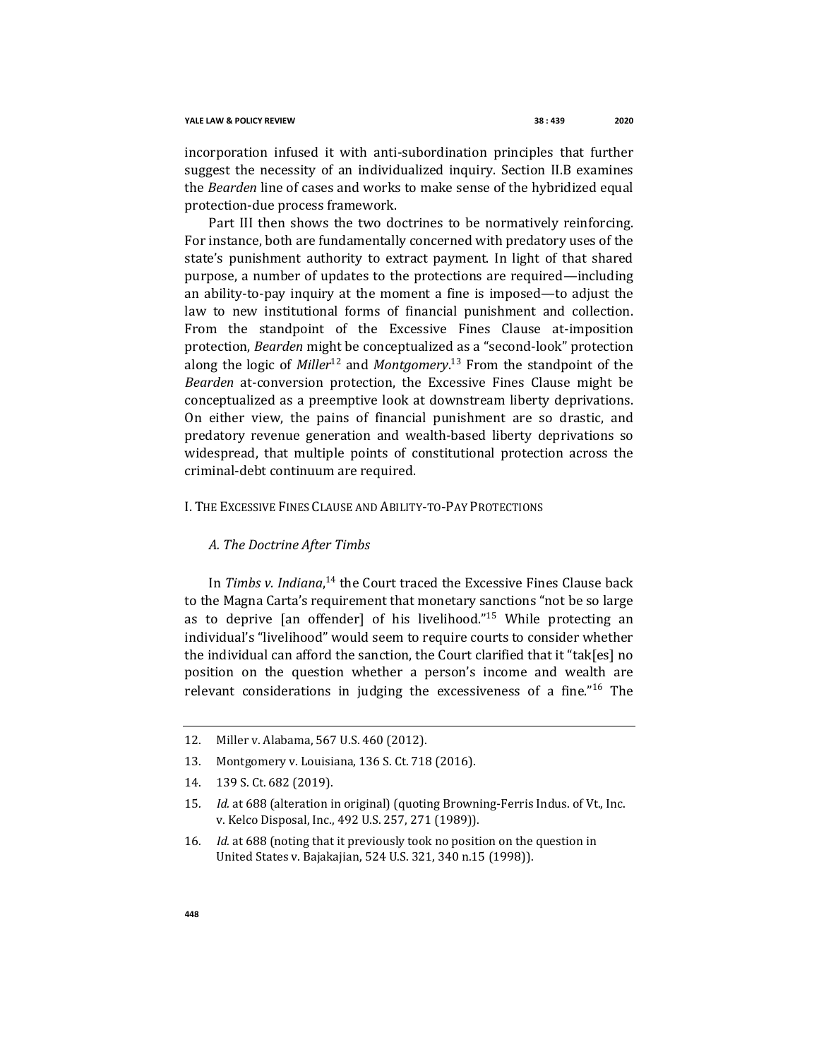incorporation infused it with anti-subordination principles that further suggest the necessity of an individualized inquiry. Section II.B examines the *Bearden* line of cases and works to make sense of the hybridized equal protection-due process framework.

Part III then shows the two doctrines to be normatively reinforcing. For instance, both are fundamentally concerned with predatory uses of the state's punishment authority to extract payment. In light of that shared purpose, a number of updates to the protections are required—including an ability-to-pay inquiry at the moment a fine is imposed—to adjust the law to new institutional forms of financial punishment and collection. From the standpoint of the Excessive Fines Clause at-imposition protection, *Bearden* might be conceptualized as a "second-look" protection along the logic of *Miller*[12] and *Montgomery*.[13] From the standpoint of the *Bearden* at-conversion protection, the Excessive Fines Clause might be conceptualized as a preemptive look at downstream liberty deprivations. On either view, the pains of financial punishment are so drastic, and predatory revenue generation and wealth-based liberty deprivations so widespread, that multiple points of constitutional protection across the criminal-debt continuum are required.

## I. The Excessive Fines Clause and Ability-to-Pay Protections

### *A. The Doctrine After Timbs*

In *Timbs v. Indiana*,[14] the Court traced the Excessive Fines Clause back to the Magna Carta's requirement that monetary sanctions "not be so large as to deprive [an offender] of his livelihood."[15] While protecting an individual's "livelihood" would seem to require courts to consider whether the individual can afford the sanction, the Court clarified that it "tak[es] no position on the question whether a person's income and wealth are relevant considerations in judging the excessiveness of a fine."[16] The

---

12. Miller v. Alabama, 567 U.S. 460 (2012).

13. Montgomery v. Louisiana, 136 S. Ct. 718 (2016).

14. 139 S. Ct. 682 (2019).

15. *Id.* at 688 (alteration in original) (quoting Browning-Ferris Indus. of Vt., Inc. v. Kelco Disposal, Inc., 492 U.S. 257, 271 (1989)).

16. *Id.* at 688 (noting that it previously took no position on the question in United States v. Bajakajian, 524 U.S. 321, 340 n.15 (1998)).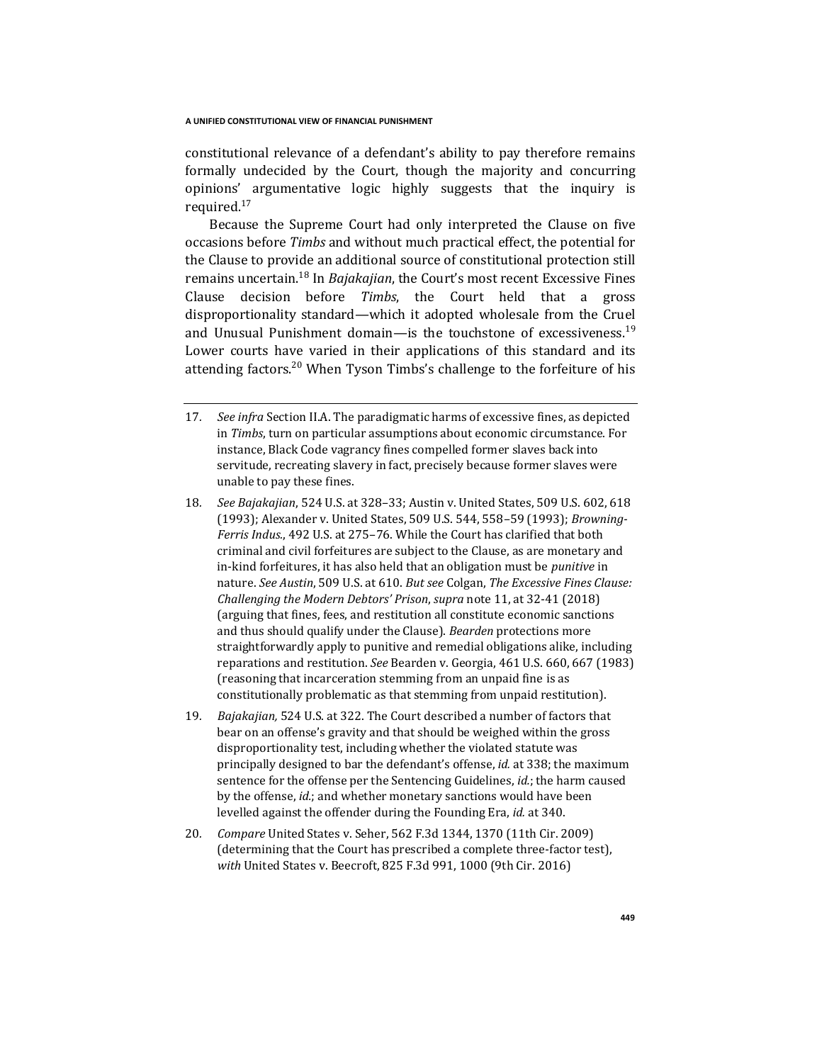constitutional relevance of a defendant's ability to pay therefore remains formally undecided by the Court, though the majority and concurring opinions' argumentative logic highly suggests that the inquiry is required.[17]

Because the Supreme Court had only interpreted the Clause on five occasions before *Timbs* and without much practical effect, the potential for the Clause to provide an additional source of constitutional protection still remains uncertain.[18] In *Bajakajian*, the Court's most recent Excessive Fines Clause decision before *Timbs*, the Court held that a gross disproportionality standard—which it adopted wholesale from the Cruel and Unusual Punishment domain—is the touchstone of excessiveness.[19] Lower courts have varied in their applications of this standard and its attending factors.[20] When Tyson Timbs's challenge to the forfeiture of his

---

17. *See infra* Section II.A. The paradigmatic harms of excessive fines, as depicted in *Timbs*, turn on particular assumptions about economic circumstance. For instance, Black Code vagrancy fines compelled former slaves back into servitude, recreating slavery in fact, precisely because former slaves were unable to pay these fines.

18. *See Bajakajian*, 524 U.S. at 328–33; Austin v. United States, 509 U.S. 602, 618 (1993); Alexander v. United States, 509 U.S. 544, 558–59 (1993); *Browning-Ferris Indus.*, 492 U.S. at 275–76. While the Court has clarified that both criminal and civil forfeitures are subject to the Clause, as are monetary and in-kind forfeitures, it has also held that an obligation must be *punitive* in nature. *See Austin*, 509 U.S. at 610. *But see* Colgan, *The Excessive Fines Clause: Challenging the Modern Debtors' Prison*, *supra* note 11, at 32-41 (2018) (arguing that fines, fees, and restitution all constitute economic sanctions and thus should qualify under the Clause). *Bearden* protections more straightforwardly apply to punitive and remedial obligations alike, including reparations and restitution. *See* Bearden v. Georgia, 461 U.S. 660, 667 (1983) (reasoning that incarceration stemming from an unpaid fine is as constitutionally problematic as that stemming from unpaid restitution).

19. *Bajakajian,* 524 U.S. at 322. The Court described a number of factors that bear on an offense's gravity and that should be weighed within the gross disproportionality test, including whether the violated statute was principally designed to bar the defendant's offense, *id.* at 338; the maximum sentence for the offense per the Sentencing Guidelines, *id.*; the harm caused by the offense, *id.*; and whether monetary sanctions would have been levelled against the offender during the Founding Era, *id.* at 340.

20. *Compare* United States v. Seher, 562 F.3d 1344, 1370 (11th Cir. 2009) (determining that the Court has prescribed a complete three-factor test), *with* United States v. Beecroft, 825 F.3d 991, 1000 (9th Cir. 2016)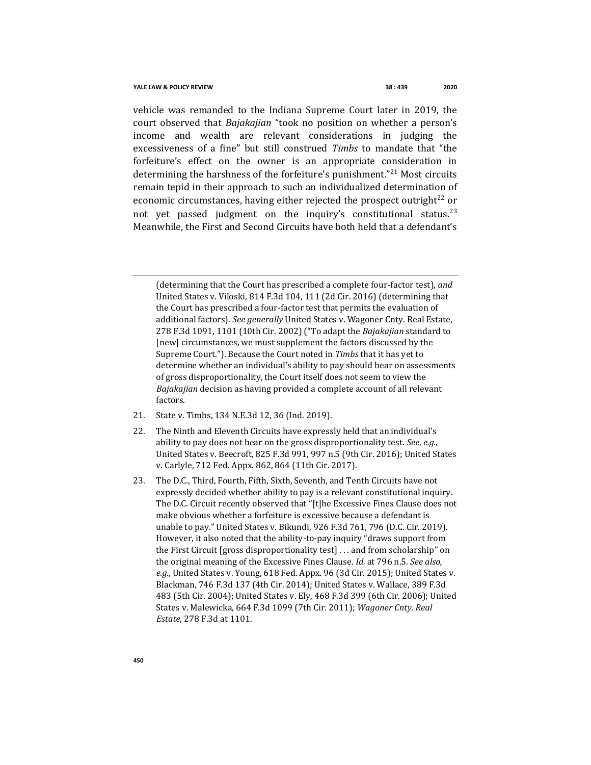vehicle was remanded to the Indiana Supreme Court later in 2019, the court observed that *Bajakajian* "took no position on whether a person's income and wealth are relevant considerations in judging the excessiveness of a fine" but still construed *Timbs* to mandate that "the forfeiture's effect on the owner is an appropriate consideration in determining the harshness of the forfeiture's punishment."[21] Most circuits remain tepid in their approach to such an individualized determination of economic circumstances, having either rejected the prospect outright[22] or not yet passed judgment on the inquiry's constitutional status.[23] Meanwhile, the First and Second Circuits have both held that a defendant's

---

(determining that the Court has prescribed a complete four-factor test), *and* United States v. Viloski, 814 F.3d 104, 111 (2d Cir. 2016) (determining that the Court has prescribed a four-factor test that permits the evaluation of additional factors). *See generally* United States v. Wagoner Cnty. Real Estate, 278 F.3d 1091, 1101 (10th Cir. 2002) ("To adapt the *Bajakajian* standard to [new] circumstances, we must supplement the factors discussed by the Supreme Court."). Because the Court noted in *Timbs* that it has yet to determine whether an individual's ability to pay should bear on assessments of gross disproportionality, the Court itself does not seem to view the *Bajakajian* decision as having provided a complete account of all relevant factors.

21. State v. Timbs, 134 N.E.3d 12, 36 (Ind. 2019).

22. The Ninth and Eleventh Circuits have expressly held that an individual's ability to pay does not bear on the gross disproportionality test. *See, e.g.*, United States v. Beecroft, 825 F.3d 991, 997 n.5 (9th Cir. 2016); United States v. Carlyle, 712 Fed. Appx. 862, 864 (11th Cir. 2017).

23. The D.C., Third, Fourth, Fifth, Sixth, Seventh, and Tenth Circuits have not expressly decided whether ability to pay is a relevant constitutional inquiry. The D.C. Circuit recently observed that "[t]he Excessive Fines Clause does not make obvious whether a forfeiture is excessive because a defendant is unable to pay." United States v. Bikundi, 926 F.3d 761, 796 (D.C. Cir. 2019). However, it also noted that the ability-to-pay inquiry "draws support from the First Circuit [gross disproportionality test] . . . and from scholarship" on the original meaning of the Excessive Fines Clause. *Id.* at 796 n.5. *See also, e.g.*, United States v. Young, 618 Fed. Appx. 96 (3d Cir. 2015); United States v. Blackman, 746 F.3d 137 (4th Cir. 2014); United States v. Wallace, 389 F.3d 483 (5th Cir. 2004); United States v. Ely, 468 F.3d 399 (6th Cir. 2006); United States v. Malewicka, 664 F.3d 1099 (7th Cir. 2011); *Wagoner Cnty. Real Estate*, 278 F.3d at 1101.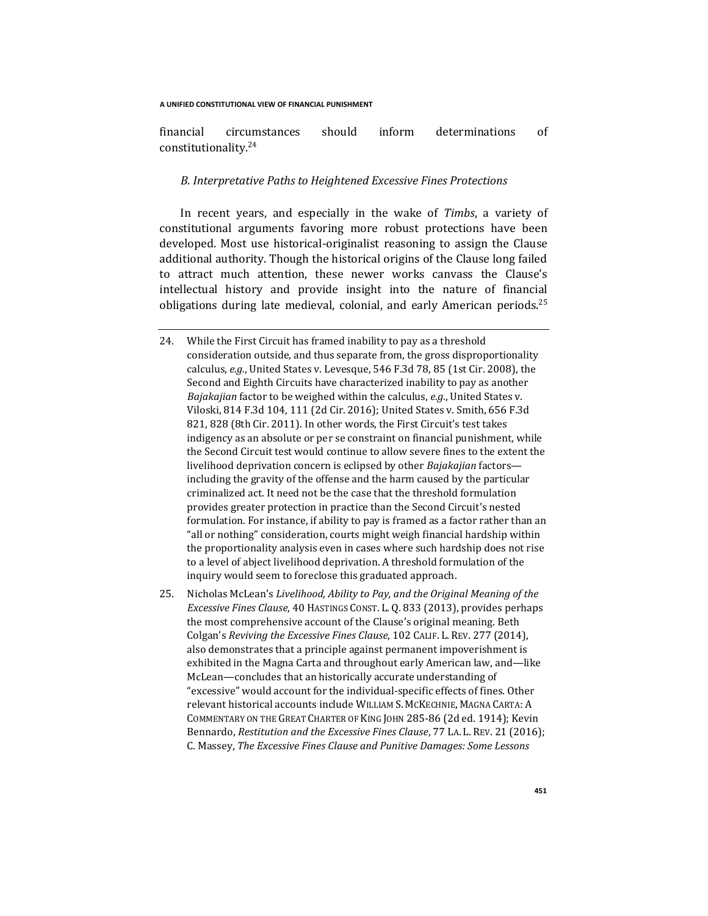financial circumstances should inform determinations of constitutionality.[24]

### *B. Interpretative Paths to Heightened Excessive Fines Protections*

In recent years, and especially in the wake of *Timbs*, a variety of constitutional arguments favoring more robust protections have been developed. Most use historical-originalist reasoning to assign the Clause additional authority. Though the historical origins of the Clause long failed to attract much attention, these newer works canvass the Clause's intellectual history and provide insight into the nature of financial obligations during late medieval, colonial, and early American periods.[25]

---

24. While the First Circuit has framed inability to pay as a threshold consideration outside, and thus separate from, the gross disproportionality calculus, *e.g.*, United States v. Levesque, 546 F.3d 78, 85 (1st Cir. 2008), the Second and Eighth Circuits have characterized inability to pay as another *Bajakajian* factor to be weighed within the calculus, *e.g.*, United States v. Viloski, 814 F.3d 104, 111 (2d Cir. 2016); United States v. Smith, 656 F.3d 821, 828 (8th Cir. 2011). In other words, the First Circuit's test takes indigency as an absolute or per se constraint on financial punishment, while the Second Circuit test would continue to allow severe fines to the extent the livelihood deprivation concern is eclipsed by other *Bajakajian* factors—including the gravity of the offense and the harm caused by the particular criminalized act. It need not be the case that the threshold formulation provides greater protection in practice than the Second Circuit's nested formulation. For instance, if ability to pay is framed as a factor rather than an "all or nothing" consideration, courts might weigh financial hardship within the proportionality analysis even in cases where such hardship does not rise to a level of abject livelihood deprivation. A threshold formulation of the inquiry would seem to foreclose this graduated approach.

25. Nicholas McLean's *Livelihood, Ability to Pay, and the Original Meaning of the Excessive Fines Clause*, 40 HASTINGS CONST. L. Q. 833 (2013), provides perhaps the most comprehensive account of the Clause's original meaning. Beth Colgan's *Reviving the Excessive Fines Clause*, 102 CALIF. L. REV. 277 (2014), also demonstrates that a principle against permanent impoverishment is exhibited in the Magna Carta and throughout early American law, and—like McLean—concludes that an historically accurate understanding of "excessive" would account for the individual-specific effects of fines. Other relevant historical accounts include WILLIAM S. MCKECHNIE, MAGNA CARTA: A COMMENTARY ON THE GREAT CHARTER OF KING JOHN 285-86 (2d ed. 1914); Kevin Bennardo, *Restitution and the Excessive Fines Clause*, 77 LA. L. REV. 21 (2016); C. Massey, *The Excessive Fines Clause and Punitive Damages: Some Lessons*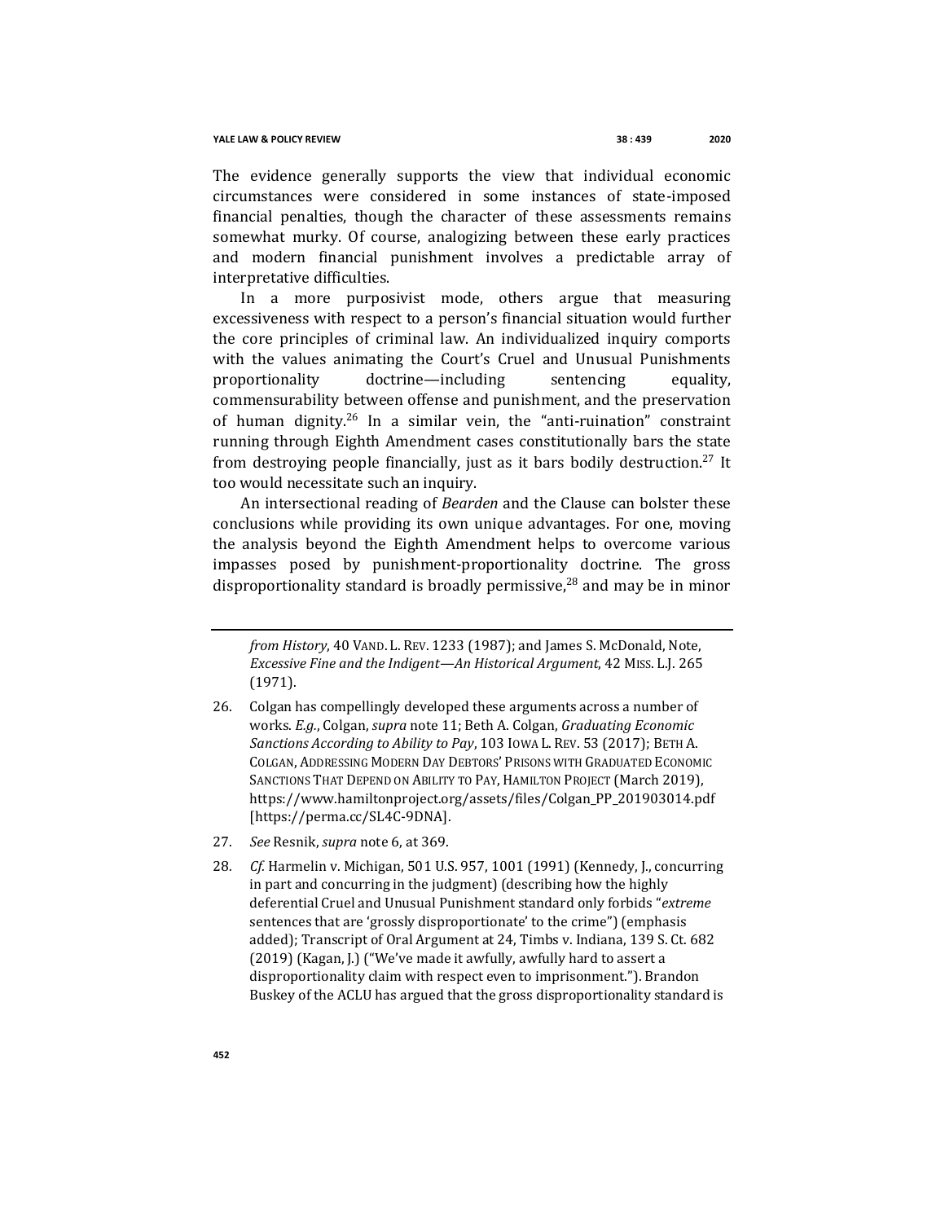The evidence generally supports the view that individual economic circumstances were considered in some instances of state-imposed financial penalties, though the character of these assessments remains somewhat murky. Of course, analogizing between these early practices and modern financial punishment involves a predictable array of interpretative difficulties.

In a more purposivist mode, others argue that measuring excessiveness with respect to a person's financial situation would further the core principles of criminal law. An individualized inquiry comports with the values animating the Court's Cruel and Unusual Punishments proportionality doctrine—including sentencing equality, commensurability between offense and punishment, and the preservation of human dignity.[26] In a similar vein, the "anti-ruination" constraint running through Eighth Amendment cases constitutionally bars the state from destroying people financially, just as it bars bodily destruction.[27] It too would necessitate such an inquiry.

An intersectional reading of *Bearden* and the Clause can bolster these conclusions while providing its own unique advantages. For one, moving the analysis beyond the Eighth Amendment helps to overcome various impasses posed by punishment-proportionality doctrine. The gross disproportionality standard is broadly permissive,[28] and may be in minor

---

*from History*, 40 VAND. L. REV. 1233 (1987); and James S. McDonald, Note, *Excessive Fine and the Indigent—An Historical Argument*, 42 MISS. L.J. 265 (1971).

26. Colgan has compellingly developed these arguments across a number of works. *E.g.*, Colgan, *supra* note 11; Beth A. Colgan, *Graduating Economic Sanctions According to Ability to Pay*, 103 IOWA L. REV. 53 (2017); BETH A. COLGAN, ADDRESSING MODERN DAY DEBTORS' PRISONS WITH GRADUATED ECONOMIC SANCTIONS THAT DEPEND ON ABILITY TO PAY, HAMILTON PROJECT (March 2019), https://www.hamiltonproject.org/assets/files/Colgan_PP_201903014.pdf [https://perma.cc/SL4C-9DNA].

27. *See* Resnik, *supra* note 6, at 369.

28. *Cf.* Harmelin v. Michigan, 501 U.S. 957, 1001 (1991) (Kennedy, J., concurring in part and concurring in the judgment) (describing how the highly deferential Cruel and Unusual Punishment standard only forbids "*extreme* sentences that are 'grossly disproportionate' to the crime") (emphasis added); Transcript of Oral Argument at 24, Timbs v. Indiana, 139 S. Ct. 682 (2019) (Kagan, J.) ("We've made it awfully, awfully hard to assert a disproportionality claim with respect even to imprisonment."). Brandon Buskey of the ACLU has argued that the gross disproportionality standard is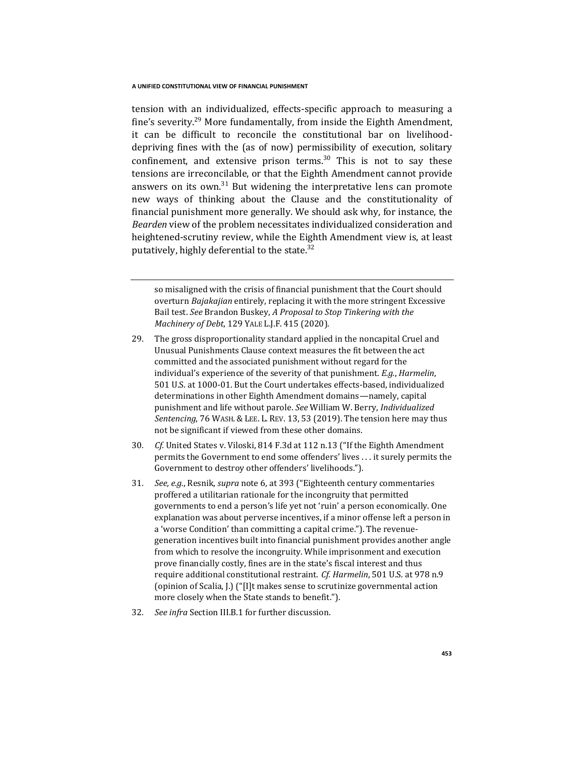tension with an individualized, effects-specific approach to measuring a fine's severity.[29] More fundamentally, from inside the Eighth Amendment, it can be difficult to reconcile the constitutional bar on livelihood-depriving fines with the (as of now) permissibility of execution, solitary confinement, and extensive prison terms.[30] This is not to say these tensions are irreconcilable, or that the Eighth Amendment cannot provide answers on its own.[31] But widening the interpretative lens can promote new ways of thinking about the Clause and the constitutionality of financial punishment more generally. We should ask why, for instance, the *Bearden* view of the problem necessitates individualized consideration and heightened-scrutiny review, while the Eighth Amendment view is, at least putatively, highly deferential to the state.[32]

---

so misaligned with the crisis of financial punishment that the Court should overturn *Bajakajian* entirely, replacing it with the more stringent Excessive Bail test. *See* Brandon Buskey, *A Proposal to Stop Tinkering with the Machinery of Debt*, 129 YALE L.J.F. 415 (2020).

29. The gross disproportionality standard applied in the noncapital Cruel and Unusual Punishments Clause context measures the fit between the act committed and the associated punishment without regard for the individual's experience of the severity of that punishment. *E.g.*, *Harmelin*, 501 U.S. at 1000-01. But the Court undertakes effects-based, individualized determinations in other Eighth Amendment domains—namely, capital punishment and life without parole. *See* William W. Berry, *Individualized Sentencing*, 76 WASH. & LEE. L. REV. 13, 53 (2019). The tension here may thus not be significant if viewed from these other domains.

30. *Cf.* United States v. Viloski, 814 F.3d at 112 n.13 ("If the Eighth Amendment permits the Government to end some offenders' lives . . . it surely permits the Government to destroy other offenders' livelihoods.").

31. *See, e.g.*, Resnik, *supra* note 6, at 393 ("Eighteenth century commentaries proffered a utilitarian rationale for the incongruity that permitted governments to end a person's life yet not 'ruin' a person economically. One explanation was about perverse incentives, if a minor offense left a person in a 'worse Condition' than committing a capital crime."). The revenue-generation incentives built into financial punishment provides another angle from which to resolve the incongruity. While imprisonment and execution prove financially costly, fines are in the state's fiscal interest and thus require additional constitutional restraint. *Cf. Harmelin*, 501 U.S. at 978 n.9 (opinion of Scalia, J.) ("[I]t makes sense to scrutinize governmental action more closely when the State stands to benefit.").

32. *See infra* Section III.B.1 for further discussion.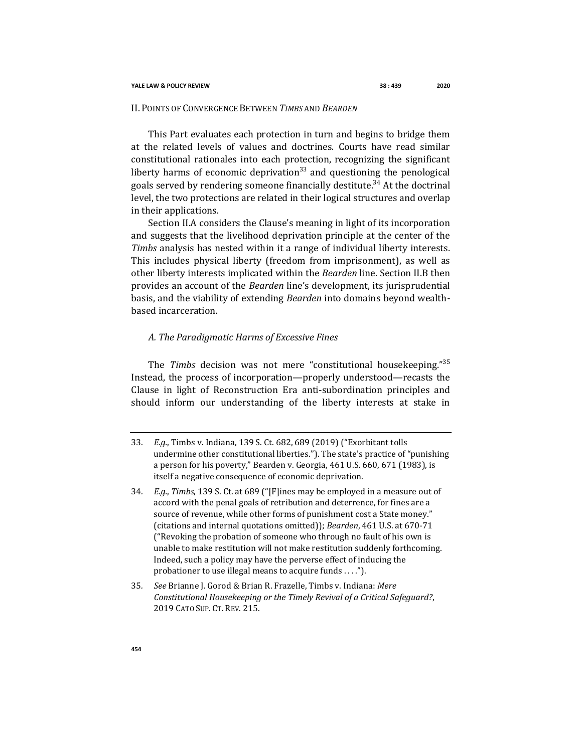## II. Points of Convergence Between *Timbs* and *Bearden*

This Part evaluates each protection in turn and begins to bridge them at the related levels of values and doctrines. Courts have read similar constitutional rationales into each protection, recognizing the significant liberty harms of economic deprivation[33] and questioning the penological goals served by rendering someone financially destitute.[34] At the doctrinal level, the two protections are related in their logical structures and overlap in their applications.

Section II.A considers the Clause's meaning in light of its incorporation and suggests that the livelihood deprivation principle at the center of the *Timbs* analysis has nested within it a range of individual liberty interests. This includes physical liberty (freedom from imprisonment), as well as other liberty interests implicated within the *Bearden* line. Section II.B then provides an account of the *Bearden* line's development, its jurisprudential basis, and the viability of extending *Bearden* into domains beyond wealth-based incarceration.

### *A. The Paradigmatic Harms of Excessive Fines*

The *Timbs* decision was not mere "constitutional housekeeping."[35] Instead, the process of incorporation—properly understood—recasts the Clause in light of Reconstruction Era anti-subordination principles and should inform our understanding of the liberty interests at stake in

---

33. *E.g.*, Timbs v. Indiana, 139 S. Ct. 682, 689 (2019) ("Exorbitant tolls undermine other constitutional liberties."). The state's practice of "punishing a person for his poverty," Bearden v. Georgia, 461 U.S. 660, 671 (1983), is itself a negative consequence of economic deprivation.

34. *E.g.*, *Timbs*, 139 S. Ct. at 689 ("[F]ines may be employed in a measure out of accord with the penal goals of retribution and deterrence, for fines are a source of revenue, while other forms of punishment cost a State money." (citations and internal quotations omitted)); *Bearden*, 461 U.S. at 670-71 ("Revoking the probation of someone who through no fault of his own is unable to make restitution will not make restitution suddenly forthcoming. Indeed, such a policy may have the perverse effect of inducing the probationer to use illegal means to acquire funds . . . .").

35. *See* Brianne J. Gorod & Brian R. Frazelle, Timbs v. Indiana: *Mere Constitutional Housekeeping or the Timely Revival of a Critical Safeguard?*, 2019 Cato Sup. Ct. Rev. 215.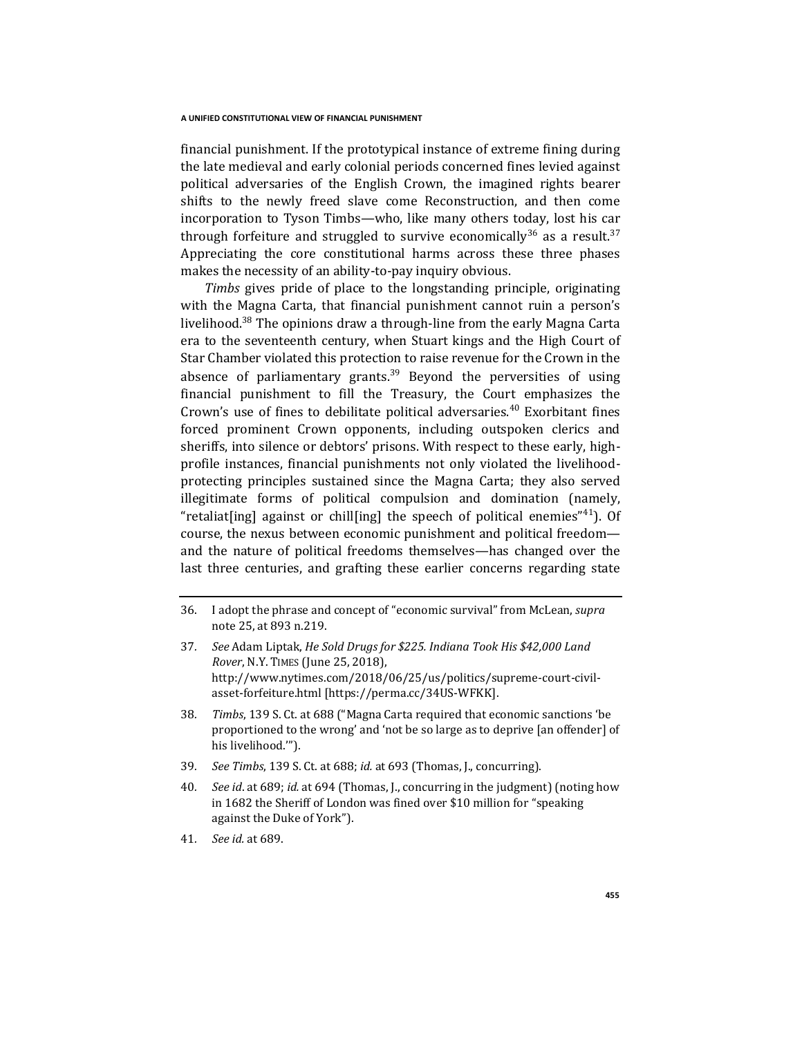financial punishment. If the prototypical instance of extreme fining during the late medieval and early colonial periods concerned fines levied against political adversaries of the English Crown, the imagined rights bearer shifts to the newly freed slave come Reconstruction, and then come incorporation to Tyson Timbs—who, like many others today, lost his car through forfeiture and struggled to survive economically[36] as a result.[37] Appreciating the core constitutional harms across these three phases makes the necessity of an ability-to-pay inquiry obvious.

*Timbs* gives pride of place to the longstanding principle, originating with the Magna Carta, that financial punishment cannot ruin a person's livelihood.[38] The opinions draw a through-line from the early Magna Carta era to the seventeenth century, when Stuart kings and the High Court of Star Chamber violated this protection to raise revenue for the Crown in the absence of parliamentary grants.[39] Beyond the perversities of using financial punishment to fill the Treasury, the Court emphasizes the Crown's use of fines to debilitate political adversaries.[40] Exorbitant fines forced prominent Crown opponents, including outspoken clerics and sheriffs, into silence or debtors' prisons. With respect to these early, high-profile instances, financial punishments not only violated the livelihood-protecting principles sustained since the Magna Carta; they also served illegitimate forms of political compulsion and domination (namely, "retaliat[ing] against or chill[ing] the speech of political enemies"[41]). Of course, the nexus between economic punishment and political freedom—and the nature of political freedoms themselves—has changed over the last three centuries, and grafting these earlier concerns regarding state

---

36. I adopt the phrase and concept of "economic survival" from McLean, *supra* note 25, at 893 n.219.

37. *See* Adam Liptak, *He Sold Drugs for $225. Indiana Took His $42,000 Land Rover*, N.Y. TIMES (June 25, 2018), http://www.nytimes.com/2018/06/25/us/politics/supreme-court-civil-asset-forfeiture.html [https://perma.cc/34US-WFKK].

38. *Timbs*, 139 S. Ct. at 688 ("Magna Carta required that economic sanctions 'be proportioned to the wrong' and 'not be so large as to deprive [an offender] of his livelihood.'").

39. *See Timbs*, 139 S. Ct. at 688; *id.* at 693 (Thomas, J., concurring).

40. *See id.* at 689; *id.* at 694 (Thomas, J., concurring in the judgment) (noting how in 1682 the Sheriff of London was fined over $10 million for "speaking against the Duke of York").

41. *See id.* at 689.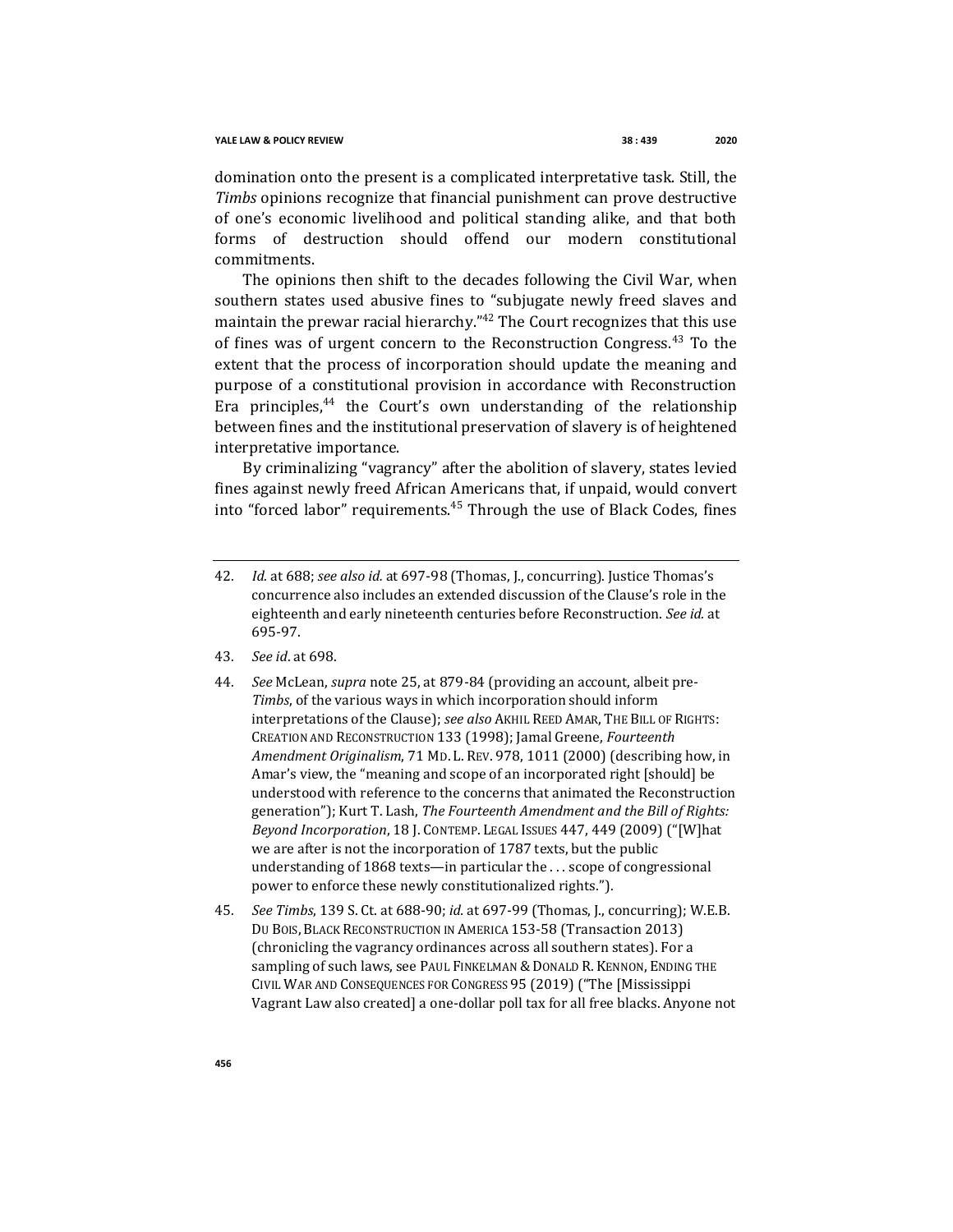domination onto the present is a complicated interpretative task. Still, the *Timbs* opinions recognize that financial punishment can prove destructive of one's economic livelihood and political standing alike, and that both forms of destruction should offend our modern constitutional commitments.

The opinions then shift to the decades following the Civil War, when southern states used abusive fines to "subjugate newly freed slaves and maintain the prewar racial hierarchy."[42] The Court recognizes that this use of fines was of urgent concern to the Reconstruction Congress.[43] To the extent that the process of incorporation should update the meaning and purpose of a constitutional provision in accordance with Reconstruction Era principles,[44] the Court's own understanding of the relationship between fines and the institutional preservation of slavery is of heightened interpretative importance.

By criminalizing "vagrancy" after the abolition of slavery, states levied fines against newly freed African Americans that, if unpaid, would convert into "forced labor" requirements.[45] Through the use of Black Codes, fines

---

42. *Id.* at 688; *see also id.* at 697-98 (Thomas, J., concurring). Justice Thomas's concurrence also includes an extended discussion of the Clause's role in the eighteenth and early nineteenth centuries before Reconstruction. *See id.* at 695-97.

43. *See id*. at 698.

44. *See* McLean, *supra* note 25, at 879-84 (providing an account, albeit pre-*Timbs*, of the various ways in which incorporation should inform interpretations of the Clause); *see also* AKHIL REED AMAR, THE BILL OF RIGHTS: CREATION AND RECONSTRUCTION 133 (1998); Jamal Greene, *Fourteenth Amendment Originalism*, 71 MD. L. REV. 978, 1011 (2000) (describing how, in Amar's view, the "meaning and scope of an incorporated right [should] be understood with reference to the concerns that animated the Reconstruction generation"); Kurt T. Lash, *The Fourteenth Amendment and the Bill of Rights: Beyond Incorporation*, 18 J. CONTEMP. LEGAL ISSUES 447, 449 (2009) ("[W]hat we are after is not the incorporation of 1787 texts, but the public understanding of 1868 texts—in particular the . . . scope of congressional power to enforce these newly constitutionalized rights.").

45. *See Timbs*, 139 S. Ct. at 688-90; *id.* at 697-99 (Thomas, J., concurring); W.E.B. DU BOIS, BLACK RECONSTRUCTION IN AMERICA 153-58 (Transaction 2013) (chronicling the vagrancy ordinances across all southern states). For a sampling of such laws, see PAUL FINKELMAN & DONALD R. KENNON, ENDING THE CIVIL WAR AND CONSEQUENCES FOR CONGRESS 95 (2019) ("The [Mississippi Vagrant Law also created] a one-dollar poll tax for all free blacks. Anyone not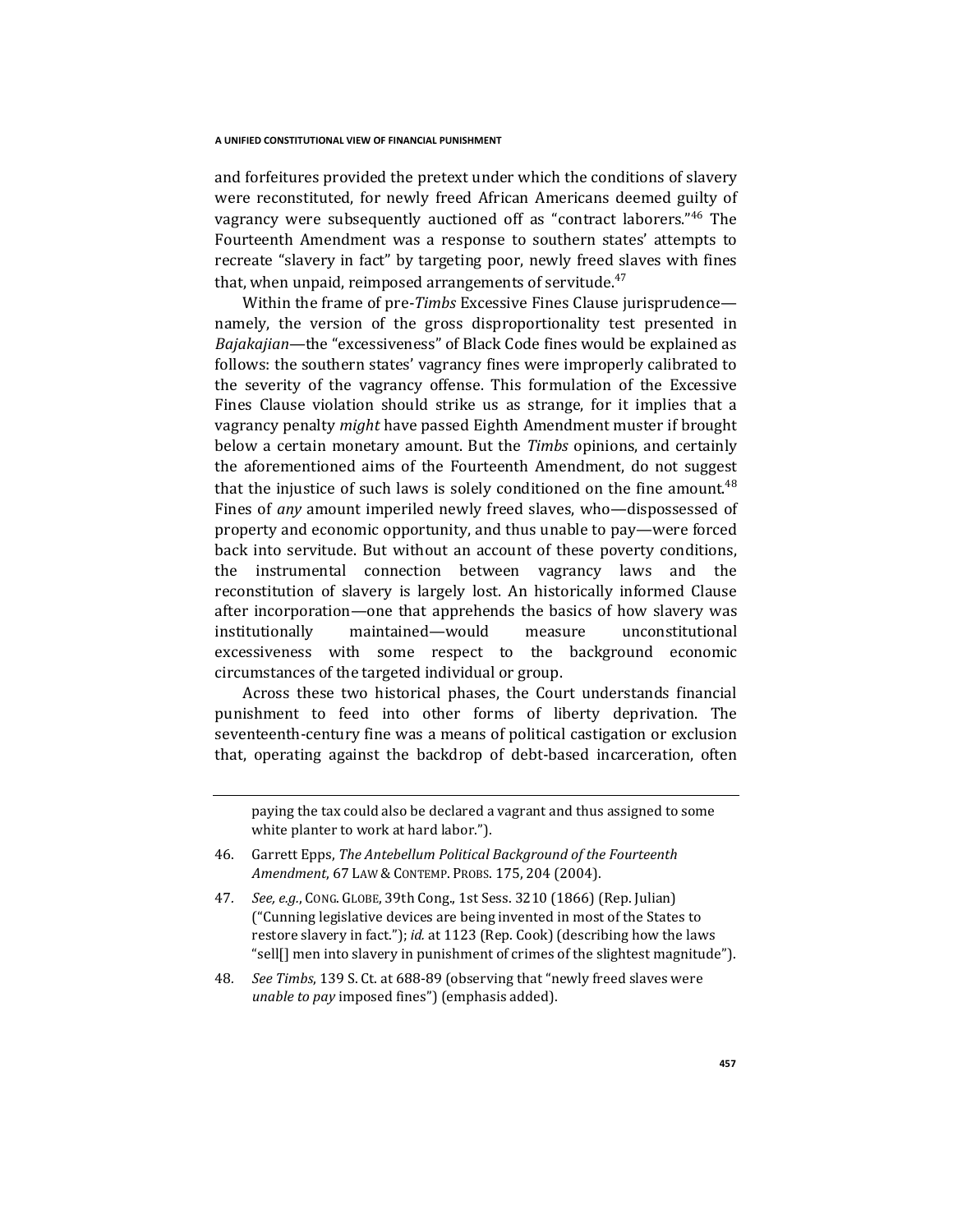and forfeitures provided the pretext under which the conditions of slavery were reconstituted, for newly freed African Americans deemed guilty of vagrancy were subsequently auctioned off as "contract laborers."[46] The Fourteenth Amendment was a response to southern states' attempts to recreate "slavery in fact" by targeting poor, newly freed slaves with fines that, when unpaid, reimposed arrangements of servitude.[47]

Within the frame of pre-*Timbs* Excessive Fines Clause jurisprudence—namely, the version of the gross disproportionality test presented in *Bajakajian*—the "excessiveness" of Black Code fines would be explained as follows: the southern states' vagrancy fines were improperly calibrated to the severity of the vagrancy offense. This formulation of the Excessive Fines Clause violation should strike us as strange, for it implies that a vagrancy penalty *might* have passed Eighth Amendment muster if brought below a certain monetary amount. But the *Timbs* opinions, and certainly the aforementioned aims of the Fourteenth Amendment, do not suggest that the injustice of such laws is solely conditioned on the fine amount.[48] Fines of *any* amount imperiled newly freed slaves, who—dispossessed of property and economic opportunity, and thus unable to pay—were forced back into servitude. But without an account of these poverty conditions, the instrumental connection between vagrancy laws and the reconstitution of slavery is largely lost. An historically informed Clause after incorporation—one that apprehends the basics of how slavery was institutionally maintained—would measure unconstitutional excessiveness with some respect to the background economic circumstances of the targeted individual or group.

Across these two historical phases, the Court understands financial punishment to feed into other forms of liberty deprivation. The seventeenth-century fine was a means of political castigation or exclusion that, operating against the backdrop of debt-based incarceration, often

---

paying the tax could also be declared a vagrant and thus assigned to some white planter to work at hard labor.").

46. Garrett Epps, *The Antebellum Political Background of the Fourteenth Amendment*, 67 LAW & CONTEMP. PROBS. 175, 204 (2004).

47. *See, e.g.*, CONG. GLOBE, 39th Cong., 1st Sess. 3210 (1866) (Rep. Julian) ("Cunning legislative devices are being invented in most of the States to restore slavery in fact."); *id.* at 1123 (Rep. Cook) (describing how the laws "sell[] men into slavery in punishment of crimes of the slightest magnitude").

48. *See Timbs*, 139 S. Ct. at 688-89 (observing that "newly freed slaves were *unable to pay* imposed fines") (emphasis added).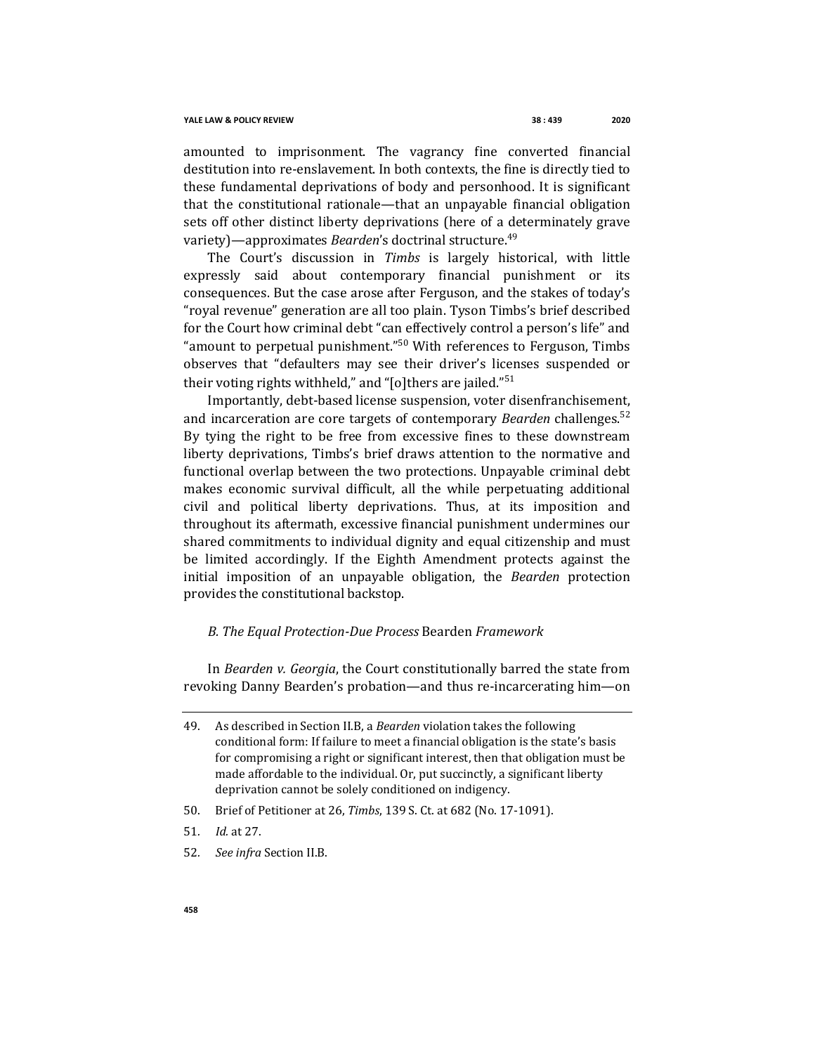amounted to imprisonment. The vagrancy fine converted financial destitution into re-enslavement. In both contexts, the fine is directly tied to these fundamental deprivations of body and personhood. It is significant that the constitutional rationale—that an unpayable financial obligation sets off other distinct liberty deprivations (here of a determinately grave variety)—approximates *Bearden*'s doctrinal structure.[49]

The Court's discussion in *Timbs* is largely historical, with little expressly said about contemporary financial punishment or its consequences. But the case arose after Ferguson, and the stakes of today's "royal revenue" generation are all too plain. Tyson Timbs's brief described for the Court how criminal debt "can effectively control a person's life" and "amount to perpetual punishment."[50] With references to Ferguson, Timbs observes that "defaulters may see their driver's licenses suspended or their voting rights withheld," and "[o]thers are jailed."[51]

Importantly, debt-based license suspension, voter disenfranchisement, and incarceration are core targets of contemporary *Bearden* challenges.[52] By tying the right to be free from excessive fines to these downstream liberty deprivations, Timbs's brief draws attention to the normative and functional overlap between the two protections. Unpayable criminal debt makes economic survival difficult, all the while perpetuating additional civil and political liberty deprivations. Thus, at its imposition and throughout its aftermath, excessive financial punishment undermines our shared commitments to individual dignity and equal citizenship and must be limited accordingly. If the Eighth Amendment protects against the initial imposition of an unpayable obligation, the *Bearden* protection provides the constitutional backstop.

### *B. The Equal Protection-Due Process* Bearden *Framework*

In *Bearden v. Georgia*, the Court constitutionally barred the state from revoking Danny Bearden's probation—and thus re-incarcerating him—on

---

49. As described in Section II.B, a *Bearden* violation takes the following conditional form: If failure to meet a financial obligation is the state's basis for compromising a right or significant interest, then that obligation must be made affordable to the individual. Or, put succinctly, a significant liberty deprivation cannot be solely conditioned on indigency.

50. Brief of Petitioner at 26, *Timbs*, 139 S. Ct. at 682 (No. 17-1091).

51. *Id.* at 27.

52. *See infra* Section II.B.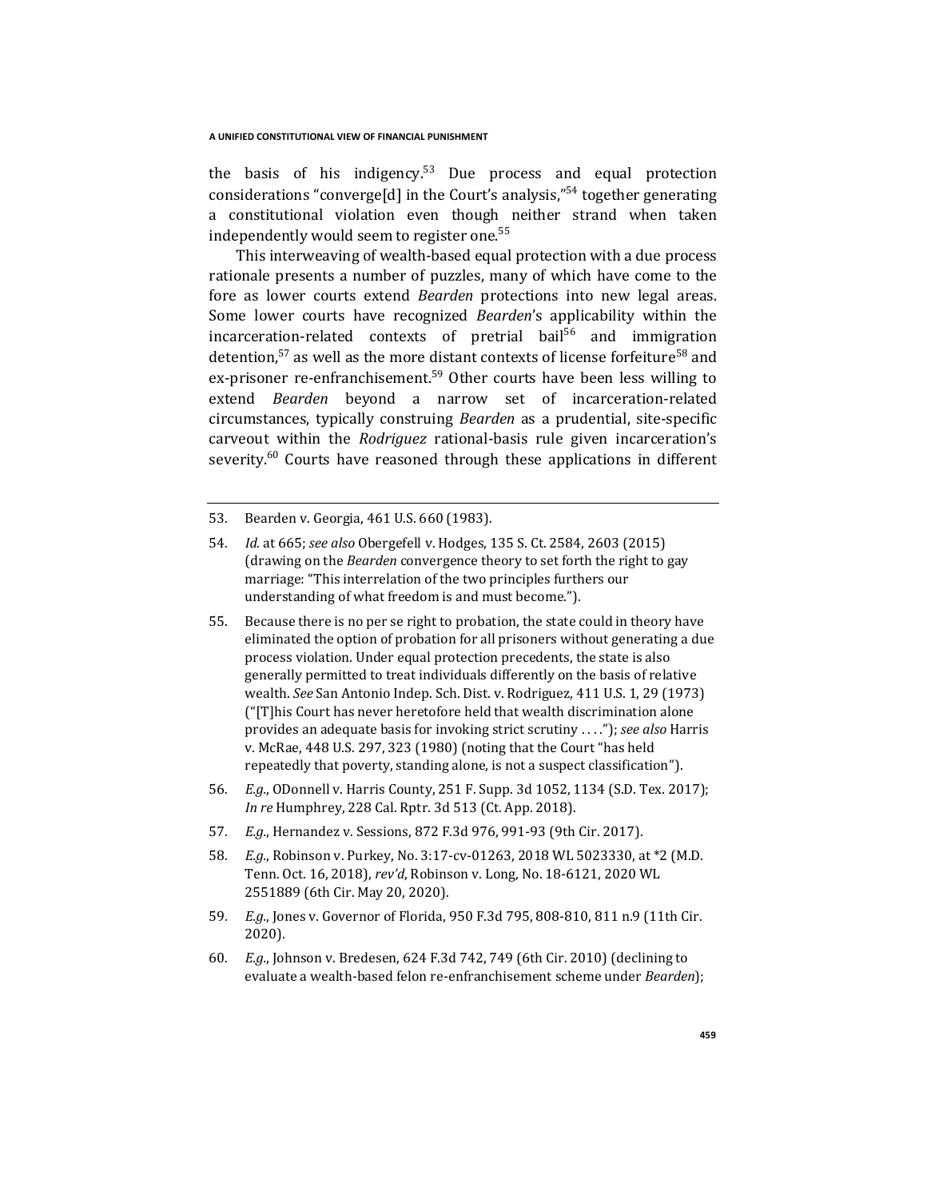the basis of his indigency.[53] Due process and equal protection considerations "converge[d] in the Court's analysis,"[54] together generating a constitutional violation even though neither strand when taken independently would seem to register one.[55]

This interweaving of wealth-based equal protection with a due process rationale presents a number of puzzles, many of which have come to the fore as lower courts extend *Bearden* protections into new legal areas. Some lower courts have recognized *Bearden*'s applicability within the incarceration-related contexts of pretrial bail[56] and immigration detention,[57] as well as the more distant contexts of license forfeiture[58] and ex-prisoner re-enfranchisement.[59] Other courts have been less willing to extend *Bearden* beyond a narrow set of incarceration-related circumstances, typically construing *Bearden* as a prudential, site-specific carveout within the *Rodriguez* rational-basis rule given incarceration's severity.[60] Courts have reasoned through these applications in different

---

53. Bearden v. Georgia, 461 U.S. 660 (1983).

54. *Id.* at 665; *see also* Obergefell v. Hodges, 135 S. Ct. 2584, 2603 (2015) (drawing on the *Bearden* convergence theory to set forth the right to gay marriage: "This interrelation of the two principles furthers our understanding of what freedom is and must become.").

55. Because there is no per se right to probation, the state could in theory have eliminated the option of probation for all prisoners without generating a due process violation. Under equal protection precedents, the state is also generally permitted to treat individuals differently on the basis of relative wealth. *See* San Antonio Indep. Sch. Dist. v. Rodriguez, 411 U.S. 1, 29 (1973) ("[T]his Court has never heretofore held that wealth discrimination alone provides an adequate basis for invoking strict scrutiny . . . ."); *see also* Harris v. McRae, 448 U.S. 297, 323 (1980) (noting that the Court "has held repeatedly that poverty, standing alone, is not a suspect classification").

56. *E.g.*, ODonnell v. Harris County, 251 F. Supp. 3d 1052, 1134 (S.D. Tex. 2017); *In re* Humphrey, 228 Cal. Rptr. 3d 513 (Ct. App. 2018).

57. *E.g.*, Hernandez v. Sessions, 872 F.3d 976, 991-93 (9th Cir. 2017).

58. *E.g.*, Robinson v. Purkey, No. 3:17-cv-01263, 2018 WL 5023330, at *2 (M.D. Tenn. Oct. 16, 2018), *rev'd*, Robinson v. Long, No. 18-6121, 2020 WL 2551889 (6th Cir. May 20, 2020).

59. *E.g.*, Jones v. Governor of Florida, 950 F.3d 795, 808-810, 811 n.9 (11th Cir. 2020).

60. *E.g.*, Johnson v. Bredesen, 624 F.3d 742, 749 (6th Cir. 2010) (declining to evaluate a wealth-based felon re-enfranchisement scheme under *Bearden*);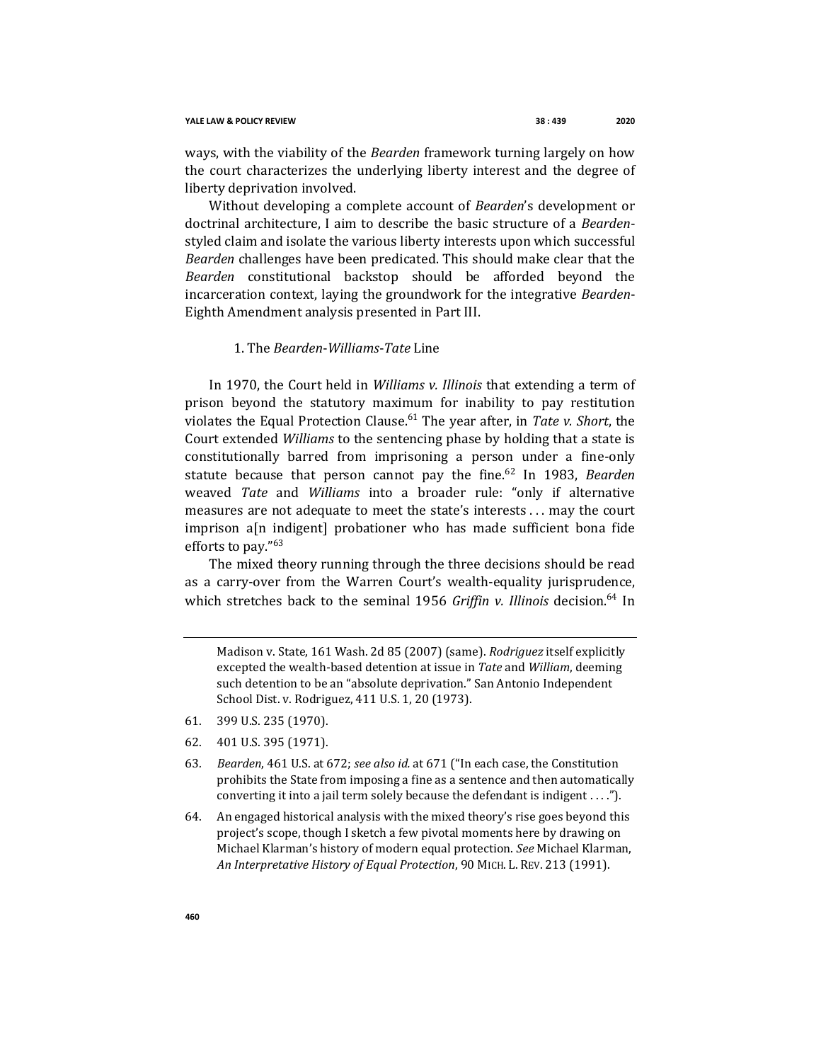ways, with the viability of the *Bearden* framework turning largely on how the court characterizes the underlying liberty interest and the degree of liberty deprivation involved.

Without developing a complete account of *Bearden*'s development or doctrinal architecture, I aim to describe the basic structure of a *Bearden*-styled claim and isolate the various liberty interests upon which successful *Bearden* challenges have been predicated. This should make clear that the *Bearden* constitutional backstop should be afforded beyond the incarceration context, laying the groundwork for the integrative *Bearden*-Eighth Amendment analysis presented in Part III.

#### 1. The *Bearden-Williams-Tate* Line

In 1970, the Court held in *Williams v. Illinois* that extending a term of prison beyond the statutory maximum for inability to pay restitution violates the Equal Protection Clause.[61] The year after, in *Tate v. Short*, the Court extended *Williams* to the sentencing phase by holding that a state is constitutionally barred from imprisoning a person under a fine-only statute because that person cannot pay the fine.[62] In 1983, *Bearden* weaved *Tate* and *Williams* into a broader rule: "only if alternative measures are not adequate to meet the state's interests . . . may the court imprison a[n indigent] probationer who has made sufficient bona fide efforts to pay."[63]

The mixed theory running through the three decisions should be read as a carry-over from the Warren Court's wealth-equality jurisprudence, which stretches back to the seminal 1956 *Griffin v. Illinois* decision.[64] In

---

Madison v. State, 161 Wash. 2d 85 (2007) (same). *Rodriguez* itself explicitly excepted the wealth-based detention at issue in *Tate* and *William*, deeming such detention to be an "absolute deprivation." San Antonio Independent School Dist. v. Rodriguez, 411 U.S. 1, 20 (1973).

61. 399 U.S. 235 (1970).

62. 401 U.S. 395 (1971).

63. *Bearden*, 461 U.S. at 672; *see also id.* at 671 ("In each case, the Constitution prohibits the State from imposing a fine as a sentence and then automatically converting it into a jail term solely because the defendant is indigent . . . .").

64. An engaged historical analysis with the mixed theory's rise goes beyond this project's scope, though I sketch a few pivotal moments here by drawing on Michael Klarman's history of modern equal protection. *See* Michael Klarman, *An Interpretative History of Equal Protection*, 90 MICH. L. REV. 213 (1991).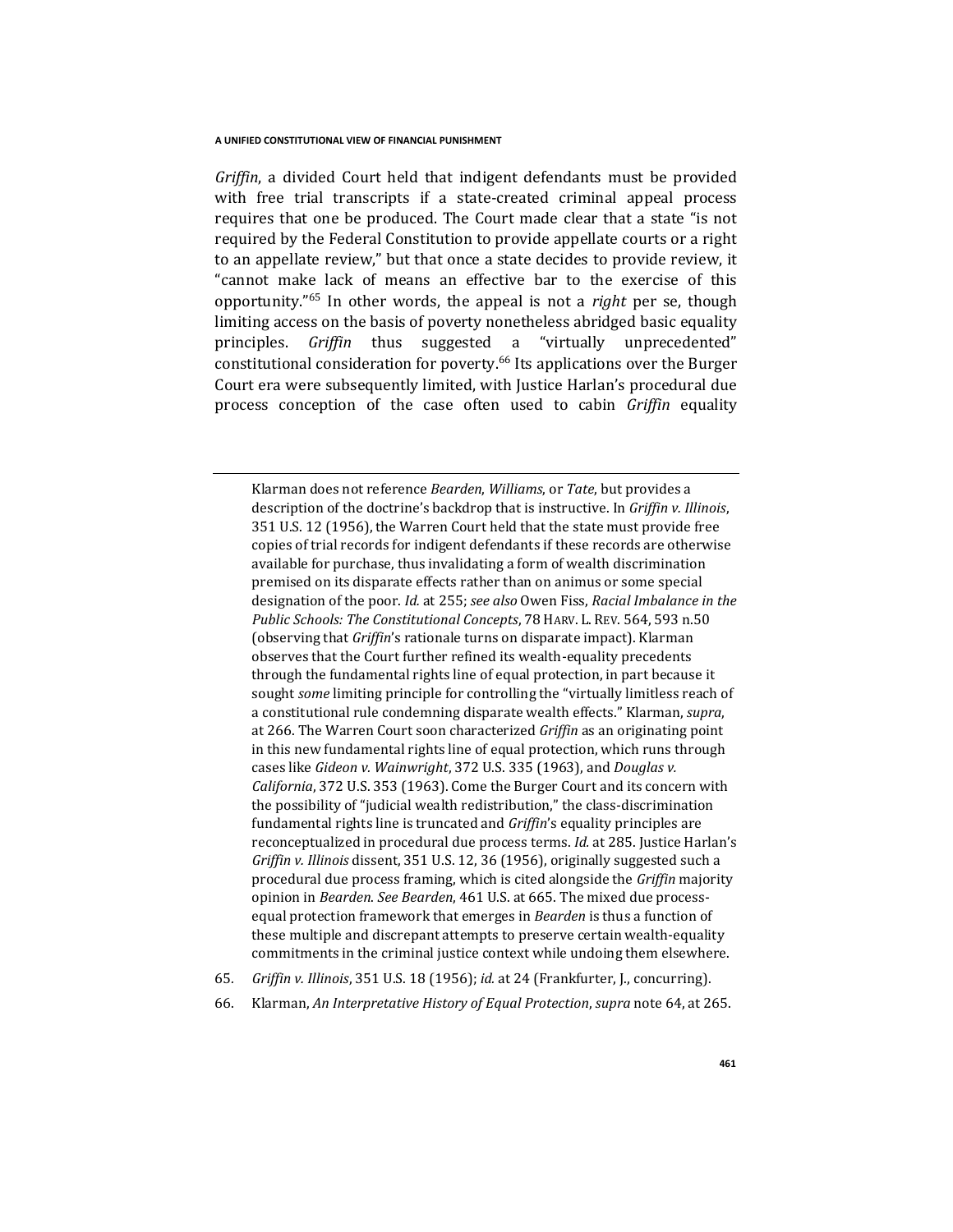*Griffin*, a divided Court held that indigent defendants must be provided with free trial transcripts if a state-created criminal appeal process requires that one be produced. The Court made clear that a state "is not required by the Federal Constitution to provide appellate courts or a right to an appellate review," but that once a state decides to provide review, it "cannot make lack of means an effective bar to the exercise of this opportunity."[65] In other words, the appeal is not a *right* per se, though limiting access on the basis of poverty nonetheless abridged basic equality principles. *Griffin* thus suggested a "virtually unprecedented" constitutional consideration for poverty.[66] Its applications over the Burger Court era were subsequently limited, with Justice Harlan's procedural due process conception of the case often used to cabin *Griffin* equality

---

Klarman does not reference *Bearden*, *Williams*, or *Tate*, but provides a description of the doctrine's backdrop that is instructive. In *Griffin v. Illinois*, 351 U.S. 12 (1956), the Warren Court held that the state must provide free copies of trial records for indigent defendants if these records are otherwise available for purchase, thus invalidating a form of wealth discrimination premised on its disparate effects rather than on animus or some special designation of the poor. *Id.* at 255; *see also* Owen Fiss, *Racial Imbalance in the Public Schools: The Constitutional Concepts*, 78 HARV. L. REV. 564, 593 n.50 (observing that *Griffin*'s rationale turns on disparate impact). Klarman observes that the Court further refined its wealth-equality precedents through the fundamental rights line of equal protection, in part because it sought *some* limiting principle for controlling the "virtually limitless reach of a constitutional rule condemning disparate wealth effects." Klarman, *supra*, at 266. The Warren Court soon characterized *Griffin* as an originating point in this new fundamental rights line of equal protection, which runs through cases like *Gideon v. Wainwright*, 372 U.S. 335 (1963), and *Douglas v. California*, 372 U.S. 353 (1963). Come the Burger Court and its concern with the possibility of "judicial wealth redistribution," the class-discrimination fundamental rights line is truncated and *Griffin*'s equality principles are reconceptualized in procedural due process terms. *Id.* at 285. Justice Harlan's *Griffin v. Illinois* dissent, 351 U.S. 12, 36 (1956), originally suggested such a procedural due process framing, which is cited alongside the *Griffin* majority opinion in *Bearden*. *See Bearden*, 461 U.S. at 665. The mixed due process-equal protection framework that emerges in *Bearden* is thus a function of these multiple and discrepant attempts to preserve certain wealth-equality commitments in the criminal justice context while undoing them elsewhere.

65. *Griffin v. Illinois*, 351 U.S. 18 (1956); *id.* at 24 (Frankfurter, J., concurring).

66. Klarman, *An Interpretative History of Equal Protection*, *supra* note 64, at 265.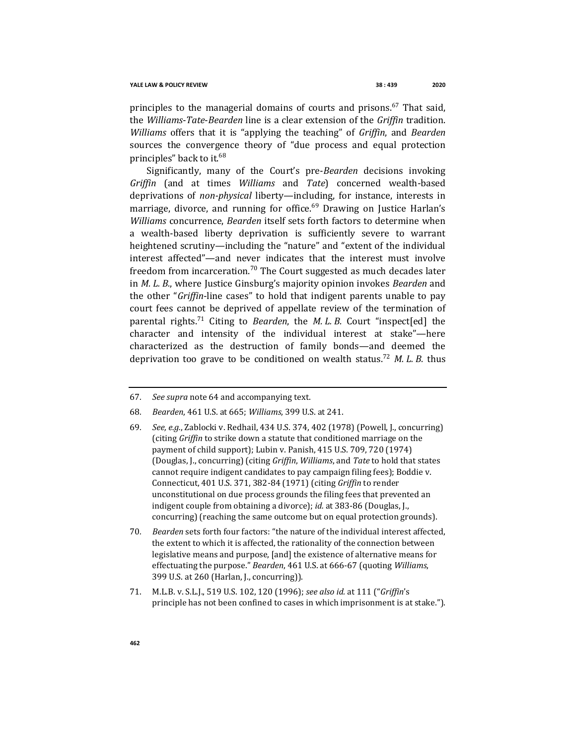principles to the managerial domains of courts and prisons.[67] That said, the *Williams-Tate-Bearden* line is a clear extension of the *Griffin* tradition. *Williams* offers that it is "applying the teaching" of *Griffin*, and *Bearden* sources the convergence theory of "due process and equal protection principles" back to it.[68]

Significantly, many of the Court's pre-*Bearden* decisions invoking *Griffin* (and at times *Williams* and *Tate*) concerned wealth-based deprivations of *non-physical* liberty—including, for instance, interests in marriage, divorce, and running for office.[69] Drawing on Justice Harlan's *Williams* concurrence, *Bearden* itself sets forth factors to determine when a wealth-based liberty deprivation is sufficiently severe to warrant heightened scrutiny—including the "nature" and "extent of the individual interest affected"—and never indicates that the interest must involve freedom from incarceration.[70] The Court suggested as much decades later in *M. L. B.*, where Justice Ginsburg's majority opinion invokes *Bearden* and the other "*Griffin*-line cases" to hold that indigent parents unable to pay court fees cannot be deprived of appellate review of the termination of parental rights.[71] Citing to *Bearden*, the *M. L. B.* Court "inspect[ed] the character and intensity of the individual interest at stake"—here characterized as the destruction of family bonds—and deemed the deprivation too grave to be conditioned on wealth status.[72] *M. L. B.* thus

---

67. *See supra* note 64 and accompanying text.

68. *Bearden*, 461 U.S. at 665; *Williams*, 399 U.S. at 241.

69. *See, e.g.*, Zablocki v. Redhail, 434 U.S. 374, 402 (1978) (Powell, J., concurring) (citing *Griffin* to strike down a statute that conditioned marriage on the payment of child support); Lubin v. Panish, 415 U.S. 709, 720 (1974) (Douglas, J., concurring) (citing *Griffin*, *Williams*, and *Tate* to hold that states cannot require indigent candidates to pay campaign filing fees); Boddie v. Connecticut, 401 U.S. 371, 382-84 (1971) (citing *Griffin* to render unconstitutional on due process grounds the filing fees that prevented an indigent couple from obtaining a divorce); *id.* at 383-86 (Douglas, J., concurring) (reaching the same outcome but on equal protection grounds).

70. *Bearden* sets forth four factors: "the nature of the individual interest affected, the extent to which it is affected, the rationality of the connection between legislative means and purpose, [and] the existence of alternative means for effectuating the purpose." *Bearden*, 461 U.S. at 666-67 (quoting *Williams*, 399 U.S. at 260 (Harlan, J., concurring)).

71. M.L.B. v. S.L.J., 519 U.S. 102, 120 (1996); *see also id.* at 111 ("*Griffin*'s principle has not been confined to cases in which imprisonment is at stake.").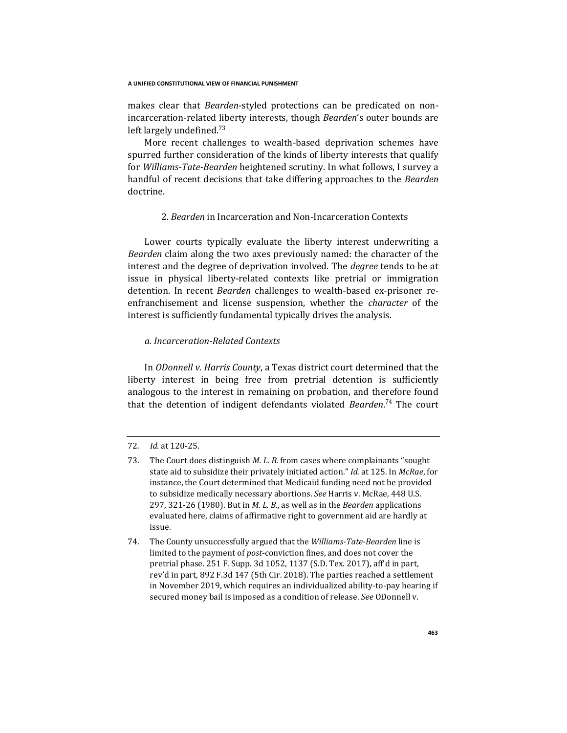makes clear that *Bearden*-styled protections can be predicated on non-incarceration-related liberty interests, though *Bearden*'s outer bounds are left largely undefined.[73]

More recent challenges to wealth-based deprivation schemes have spurred further consideration of the kinds of liberty interests that qualify for *Williams-Tate-Bearden* heightened scrutiny. In what follows, I survey a handful of recent decisions that take differing approaches to the *Bearden* doctrine.

### 2. *Bearden* in Incarceration and Non-Incarceration Contexts

Lower courts typically evaluate the liberty interest underwriting a *Bearden* claim along the two axes previously named: the character of the interest and the degree of deprivation involved. The *degree* tends to be at issue in physical liberty-related contexts like pretrial or immigration detention. In recent *Bearden* challenges to wealth-based ex-prisoner re-enfranchisement and license suspension, whether the *character* of the interest is sufficiently fundamental typically drives the analysis.

#### *a. Incarceration-Related Contexts*

In *ODonnell v. Harris County*, a Texas district court determined that the liberty interest in being free from pretrial detention is sufficiently analogous to the interest in remaining on probation, and therefore found that the detention of indigent defendants violated *Bearden*.[74] The court

---

72. *Id.* at 120-25.

73. The Court does distinguish *M. L. B.* from cases where complainants "sought state aid to subsidize their privately initiated action." *Id.* at 125. In *McRae*, for instance, the Court determined that Medicaid funding need not be provided to subsidize medically necessary abortions. *See* Harris v. McRae, 448 U.S. 297, 321-26 (1980). But in *M. L. B.*, as well as in the *Bearden* applications evaluated here, claims of affirmative right to government aid are hardly at issue.

74. The County unsuccessfully argued that the *Williams-Tate-Bearden* line is limited to the payment of *post*-conviction fines, and does not cover the pretrial phase. 251 F. Supp. 3d 1052, 1137 (S.D. Tex. 2017), aff'd in part, rev'd in part, 892 F.3d 147 (5th Cir. 2018). The parties reached a settlement in November 2019, which requires an individualized ability-to-pay hearing if secured money bail is imposed as a condition of release. *See* ODonnell v.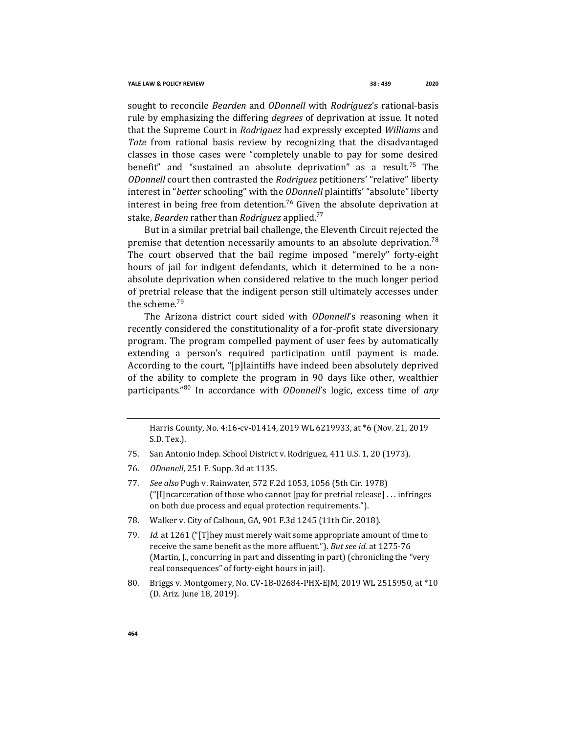sought to reconcile *Bearden* and *ODonnell* with *Rodriguez*'s rational-basis rule by emphasizing the differing *degrees* of deprivation at issue. It noted that the Supreme Court in *Rodriguez* had expressly excepted *Williams* and *Tate* from rational basis review by recognizing that the disadvantaged classes in those cases were "completely unable to pay for some desired benefit" and "sustained an absolute deprivation" as a result.[75] The *ODonnell* court then contrasted the *Rodriguez* petitioners' "relative" liberty interest in "*better* schooling" with the *ODonnell* plaintiffs' "absolute" liberty interest in being free from detention.[76] Given the absolute deprivation at stake, *Bearden* rather than *Rodriguez* applied.[77]

But in a similar pretrial bail challenge, the Eleventh Circuit rejected the premise that detention necessarily amounts to an absolute deprivation.[78] The court observed that the bail regime imposed "merely" forty-eight hours of jail for indigent defendants, which it determined to be a non-absolute deprivation when considered relative to the much longer period of pretrial release that the indigent person still ultimately accesses under the scheme.[79]

The Arizona district court sided with *ODonnell*'s reasoning when it recently considered the constitutionality of a for-profit state diversionary program. The program compelled payment of user fees by automatically extending a person's required participation until payment is made. According to the court, "[p]laintiffs have indeed been absolutely deprived of the ability to complete the program in 90 days like other, wealthier participants."[80] In accordance with *ODonnell*'s logic, excess time of *any*

---

Harris County, No. 4:16-cv-01414, 2019 WL 6219933, at *6 (Nov. 21, 2019 S.D. Tex.).

75. San Antonio Indep. School District v. Rodriguez, 411 U.S. 1, 20 (1973).

76. *ODonnell*, 251 F. Supp. 3d at 1135.

77. *See also* Pugh v. Rainwater, 572 F.2d 1053, 1056 (5th Cir. 1978) ("[I]ncarceration of those who cannot [pay for pretrial release] . . . infringes on both due process and equal protection requirements.").

78. Walker v. City of Calhoun, GA, 901 F.3d 1245 (11th Cir. 2018).

79. *Id.* at 1261 ("[T]hey must merely wait some appropriate amount of time to receive the same benefit as the more affluent."). *But see id.* at 1275-76 (Martin, J., concurring in part and dissenting in part) (chronicling the "very real consequences" of forty-eight hours in jail).

80. Briggs v. Montgomery, No. CV-18-02684-PHX-EJM, 2019 WL 2515950, at *10 (D. Ariz. June 18, 2019).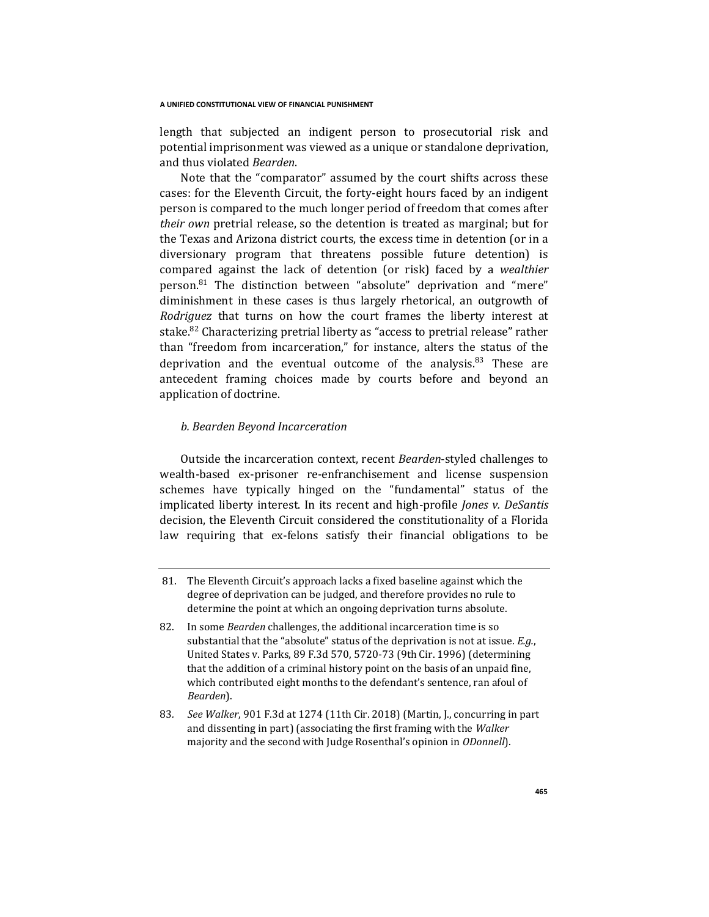length that subjected an indigent person to prosecutorial risk and potential imprisonment was viewed as a unique or standalone deprivation, and thus violated *Bearden*.

Note that the "comparator" assumed by the court shifts across these cases: for the Eleventh Circuit, the forty-eight hours faced by an indigent person is compared to the much longer period of freedom that comes after *their own* pretrial release, so the detention is treated as marginal; but for the Texas and Arizona district courts, the excess time in detention (or in a diversionary program that threatens possible future detention) is compared against the lack of detention (or risk) faced by a *wealthier* person.[81] The distinction between "absolute" deprivation and "mere" diminishment in these cases is thus largely rhetorical, an outgrowth of *Rodriguez* that turns on how the court frames the liberty interest at stake.[82] Characterizing pretrial liberty as "access to pretrial release" rather than "freedom from incarceration," for instance, alters the status of the deprivation and the eventual outcome of the analysis.[83] These are antecedent framing choices made by courts before and beyond an application of doctrine.

*b. Bearden Beyond Incarceration*

Outside the incarceration context, recent *Bearden*-styled challenges to wealth-based ex-prisoner re-enfranchisement and license suspension schemes have typically hinged on the "fundamental" status of the implicated liberty interest. In its recent and high-profile *Jones v. DeSantis* decision, the Eleventh Circuit considered the constitutionality of a Florida law requiring that ex-felons satisfy their financial obligations to be

---

81. The Eleventh Circuit's approach lacks a fixed baseline against which the degree of deprivation can be judged, and therefore provides no rule to determine the point at which an ongoing deprivation turns absolute.

82. In some *Bearden* challenges, the additional incarceration time is so substantial that the "absolute" status of the deprivation is not at issue. *E.g.*, United States v. Parks, 89 F.3d 570, 5720-73 (9th Cir. 1996) (determining that the addition of a criminal history point on the basis of an unpaid fine, which contributed eight months to the defendant's sentence, ran afoul of *Bearden*).

83. *See Walker*, 901 F.3d at 1274 (11th Cir. 2018) (Martin, J., concurring in part and dissenting in part) (associating the first framing with the *Walker* majority and the second with Judge Rosenthal's opinion in *ODonnell*).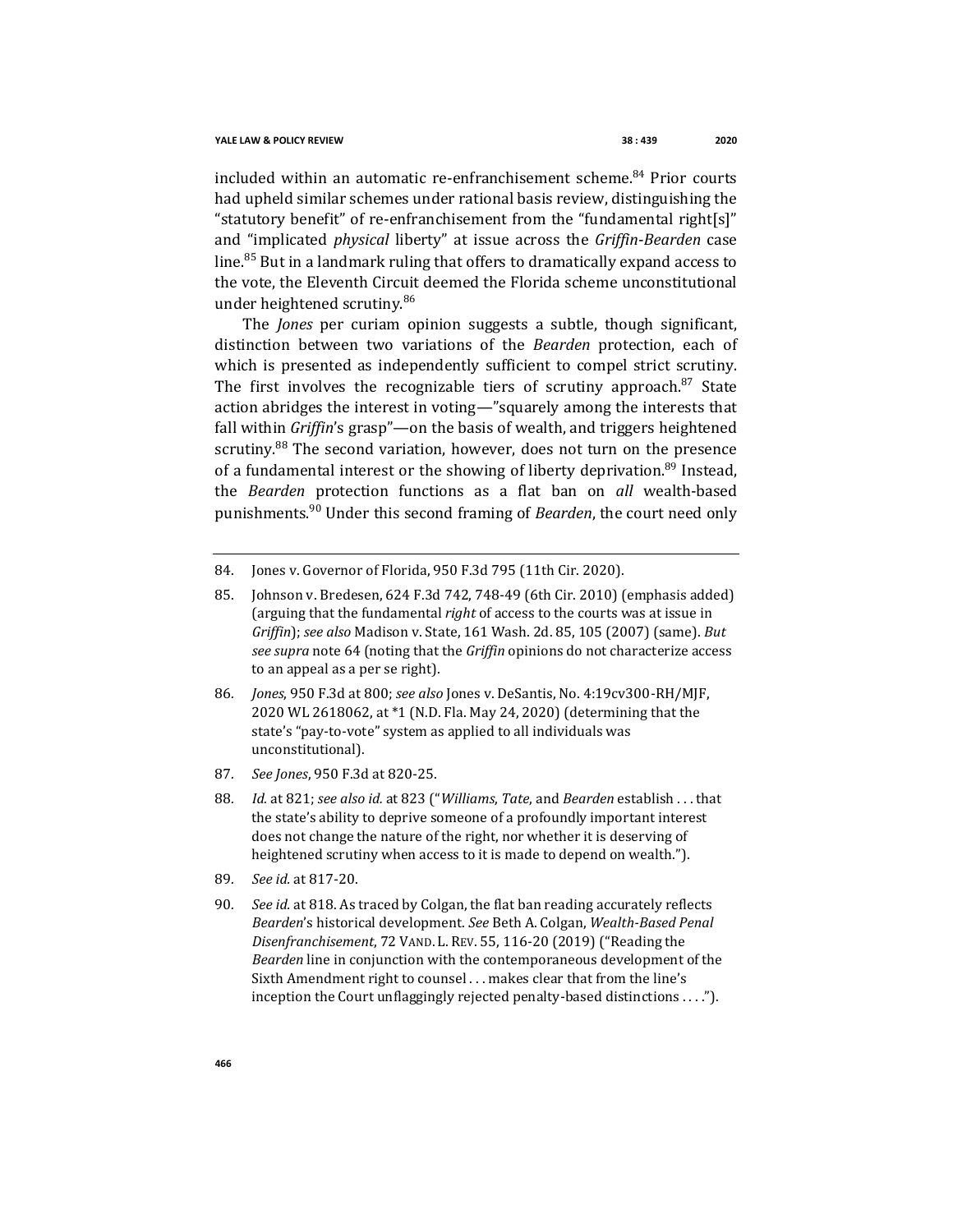included within an automatic re-enfranchisement scheme.[84] Prior courts had upheld similar schemes under rational basis review, distinguishing the "statutory benefit" of re-enfranchisement from the "fundamental right[s]" and "implicated *physical* liberty" at issue across the *Griffin-Bearden* case line.[85] But in a landmark ruling that offers to dramatically expand access to the vote, the Eleventh Circuit deemed the Florida scheme unconstitutional under heightened scrutiny.[86]

The *Jones* per curiam opinion suggests a subtle, though significant, distinction between two variations of the *Bearden* protection, each of which is presented as independently sufficient to compel strict scrutiny. The first involves the recognizable tiers of scrutiny approach.[87] State action abridges the interest in voting—"squarely among the interests that fall within *Griffin*'s grasp"—on the basis of wealth, and triggers heightened scrutiny.[88] The second variation, however, does not turn on the presence of a fundamental interest or the showing of liberty deprivation.[89] Instead, the *Bearden* protection functions as a flat ban on *all* wealth-based punishments.[90] Under this second framing of *Bearden*, the court need only

---

84. Jones v. Governor of Florida, 950 F.3d 795 (11th Cir. 2020).

85. Johnson v. Bredesen, 624 F.3d 742, 748-49 (6th Cir. 2010) (emphasis added) (arguing that the fundamental *right* of access to the courts was at issue in *Griffin*); *see also* Madison v. State, 161 Wash. 2d. 85, 105 (2007) (same). *But see supra* note 64 (noting that the *Griffin* opinions do not characterize access to an appeal as a per se right).

86. *Jones*, 950 F.3d at 800; *see also* Jones v. DeSantis, No. 4:19cv300-RH/MJF, 2020 WL 2618062, at *1 (N.D. Fla. May 24, 2020) (determining that the state's "pay-to-vote" system as applied to all individuals was unconstitutional).

87. *See Jones*, 950 F.3d at 820-25.

88. *Id.* at 821; *see also id.* at 823 ("*Williams*, *Tate*, and *Bearden* establish . . . that the state's ability to deprive someone of a profoundly important interest does not change the nature of the right, nor whether it is deserving of heightened scrutiny when access to it is made to depend on wealth.").

89. *See id.* at 817-20.

90. *See id.* at 818. As traced by Colgan, the flat ban reading accurately reflects *Bearden*'s historical development. *See* Beth A. Colgan, *Wealth-Based Penal Disenfranchisement*, 72 VAND. L. REV. 55, 116-20 (2019) ("Reading the *Bearden* line in conjunction with the contemporaneous development of the Sixth Amendment right to counsel . . . makes clear that from the line's inception the Court unflaggingly rejected penalty-based distinctions . . . .").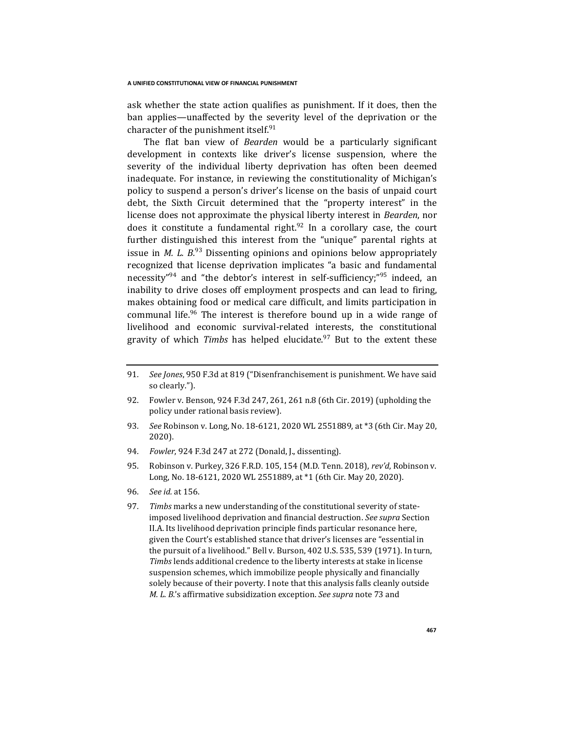ask whether the state action qualifies as punishment. If it does, then the ban applies—unaffected by the severity level of the deprivation or the character of the punishment itself.[91]

The flat ban view of *Bearden* would be a particularly significant development in contexts like driver's license suspension, where the severity of the individual liberty deprivation has often been deemed inadequate. For instance, in reviewing the constitutionality of Michigan's policy to suspend a person's driver's license on the basis of unpaid court debt, the Sixth Circuit determined that the "property interest" in the license does not approximate the physical liberty interest in *Bearden*, nor does it constitute a fundamental right.[92] In a corollary case, the court further distinguished this interest from the "unique" parental rights at issue in *M. L. B.*[93] Dissenting opinions and opinions below appropriately recognized that license deprivation implicates "a basic and fundamental necessity"[94] and "the debtor's interest in self-sufficiency;"[95] indeed, an inability to drive closes off employment prospects and can lead to firing, makes obtaining food or medical care difficult, and limits participation in communal life.[96] The interest is therefore bound up in a wide range of livelihood and economic survival-related interests, the constitutional gravity of which *Timbs* has helped elucidate.[97] But to the extent these

---

91. *See Jones*, 950 F.3d at 819 ("Disenfranchisement is punishment. We have said so clearly.").
92. Fowler v. Benson, 924 F.3d 247, 261, 261 n.8 (6th Cir. 2019) (upholding the policy under rational basis review).
93. *See* Robinson v. Long, No. 18-6121, 2020 WL 2551889, at *3 (6th Cir. May 20, 2020).
94. *Fowler*, 924 F.3d 247 at 272 (Donald, J., dissenting).
95. Robinson v. Purkey, 326 F.R.D. 105, 154 (M.D. Tenn. 2018), *rev'd*, Robinson v. Long, No. 18-6121, 2020 WL 2551889, at *1 (6th Cir. May 20, 2020).
96. *See id.* at 156.
97. *Timbs* marks a new understanding of the constitutional severity of state-imposed livelihood deprivation and financial destruction. *See supra* Section II.A. Its livelihood deprivation principle finds particular resonance here, given the Court's established stance that driver's licenses are "essential in the pursuit of a livelihood." Bell v. Burson, 402 U.S. 535, 539 (1971). In turn, *Timbs* lends additional credence to the liberty interests at stake in license suspension schemes, which immobilize people physically and financially solely because of their poverty. I note that this analysis falls cleanly outside *M. L. B.*'s affirmative subsidization exception. *See supra* note 73 and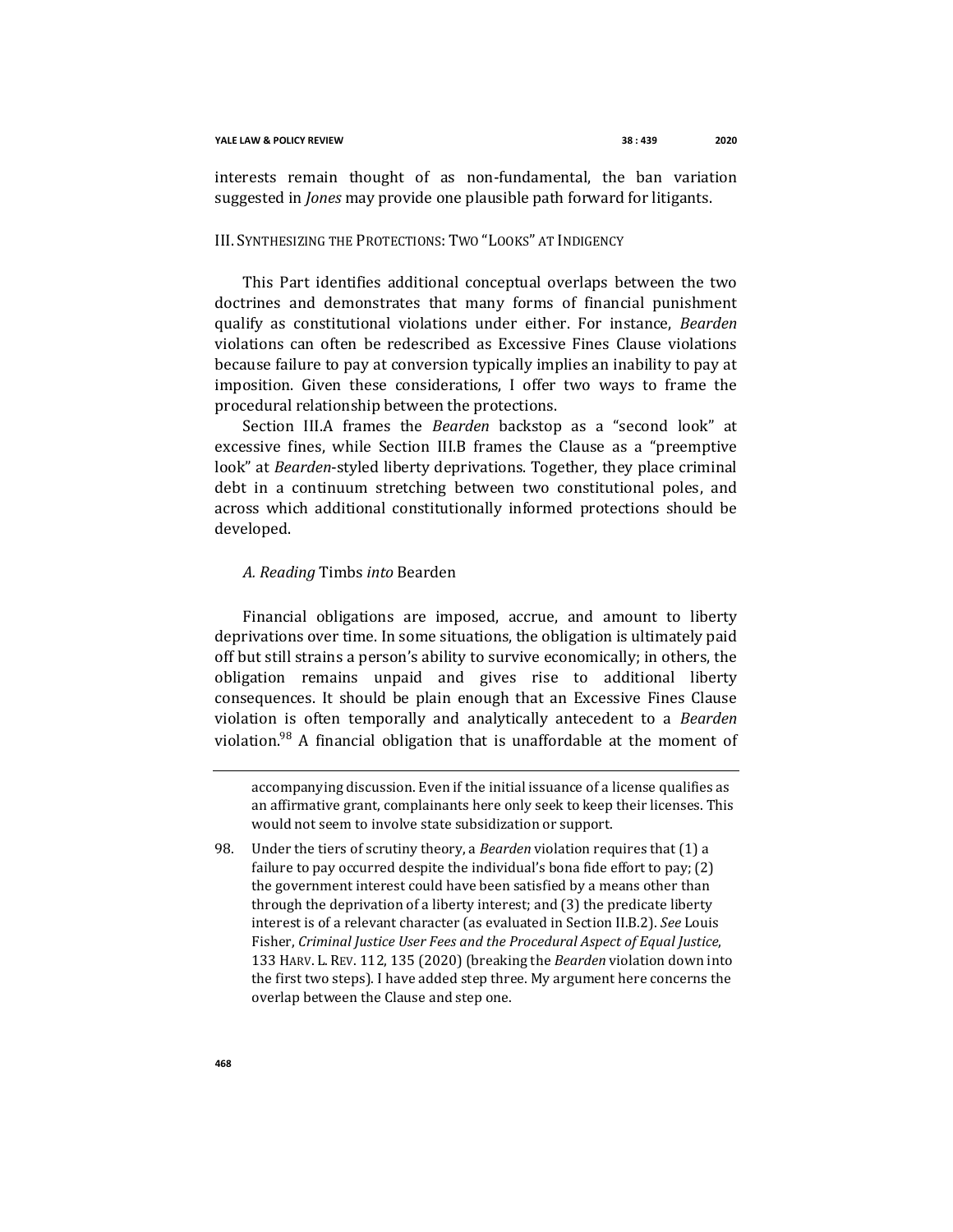interests remain thought of as non-fundamental, the ban variation suggested in *Jones* may provide one plausible path forward for litigants.

## III. Synthesizing the Protections: Two "Looks" at Indigency

This Part identifies additional conceptual overlaps between the two doctrines and demonstrates that many forms of financial punishment qualify as constitutional violations under either. For instance, *Bearden* violations can often be redescribed as Excessive Fines Clause violations because failure to pay at conversion typically implies an inability to pay at imposition. Given these considerations, I offer two ways to frame the procedural relationship between the protections.

Section III.A frames the *Bearden* backstop as a "second look" at excessive fines, while Section III.B frames the Clause as a "preemptive look" at *Bearden*-styled liberty deprivations. Together, they place criminal debt in a continuum stretching between two constitutional poles, and across which additional constitutionally informed protections should be developed.

### *A. Reading* Timbs *into* Bearden

Financial obligations are imposed, accrue, and amount to liberty deprivations over time. In some situations, the obligation is ultimately paid off but still strains a person's ability to survive economically; in others, the obligation remains unpaid and gives rise to additional liberty consequences. It should be plain enough that an Excessive Fines Clause violation is often temporally and analytically antecedent to a *Bearden* violation.[98] A financial obligation that is unaffordable at the moment of

---

accompanying discussion. Even if the initial issuance of a license qualifies as an affirmative grant, complainants here only seek to keep their licenses. This would not seem to involve state subsidization or support.

98. Under the tiers of scrutiny theory, a *Bearden* violation requires that (1) a failure to pay occurred despite the individual's bona fide effort to pay; (2) the government interest could have been satisfied by a means other than through the deprivation of a liberty interest; and (3) the predicate liberty interest is of a relevant character (as evaluated in Section II.B.2). *See* Louis Fisher, *Criminal Justice User Fees and the Procedural Aspect of Equal Justice*, 133 HARV. L. REV. 112, 135 (2020) (breaking the *Bearden* violation down into the first two steps). I have added step three. My argument here concerns the overlap between the Clause and step one.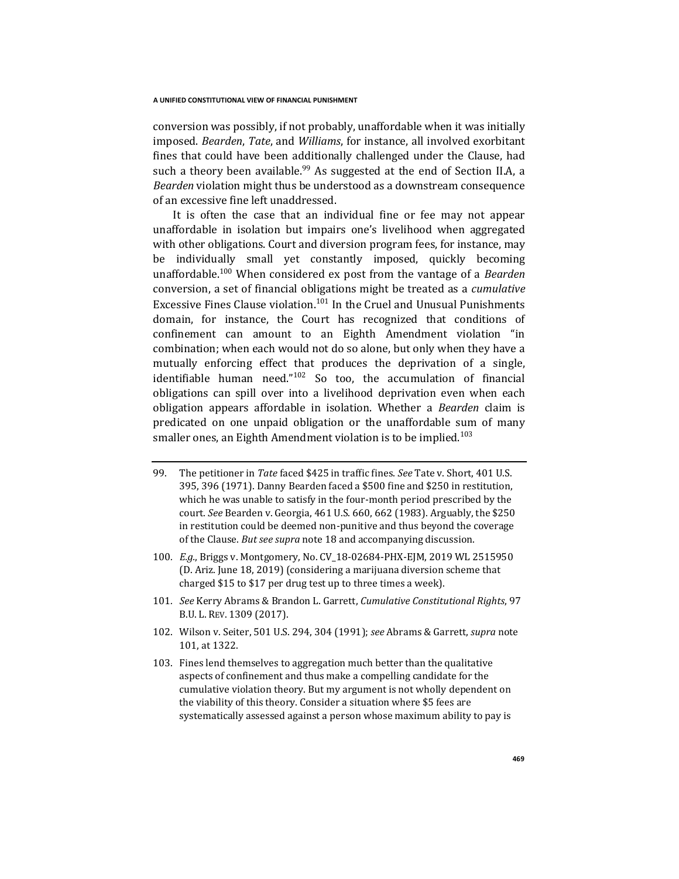conversion was possibly, if not probably, unaffordable when it was initially imposed. *Bearden*, *Tate*, and *Williams*, for instance, all involved exorbitant fines that could have been additionally challenged under the Clause, had such a theory been available.[99] As suggested at the end of Section II.A, a *Bearden* violation might thus be understood as a downstream consequence of an excessive fine left unaddressed.

It is often the case that an individual fine or fee may not appear unaffordable in isolation but impairs one's livelihood when aggregated with other obligations. Court and diversion program fees, for instance, may be individually small yet constantly imposed, quickly becoming unaffordable.[100] When considered ex post from the vantage of a *Bearden* conversion, a set of financial obligations might be treated as a *cumulative* Excessive Fines Clause violation.[101] In the Cruel and Unusual Punishments domain, for instance, the Court has recognized that conditions of confinement can amount to an Eighth Amendment violation "in combination; when each would not do so alone, but only when they have a mutually enforcing effect that produces the deprivation of a single, identifiable human need."[102] So too, the accumulation of financial obligations can spill over into a livelihood deprivation even when each obligation appears affordable in isolation. Whether a *Bearden* claim is predicated on one unpaid obligation or the unaffordable sum of many smaller ones, an Eighth Amendment violation is to be implied.[103]

---

99. The petitioner in *Tate* faced $425 in traffic fines. *See* Tate v. Short, 401 U.S. 395, 396 (1971). Danny Bearden faced a $500 fine and $250 in restitution, which he was unable to satisfy in the four-month period prescribed by the court. *See* Bearden v. Georgia, 461 U.S. 660, 662 (1983). Arguably, the $250 in restitution could be deemed non-punitive and thus beyond the coverage of the Clause. *But see supra* note 18 and accompanying discussion.

100. *E.g.*, Briggs v. Montgomery, No. CV_18-02684-PHX-EJM, 2019 WL 2515950 (D. Ariz. June 18, 2019) (considering a marijuana diversion scheme that charged $15 to $17 per drug test up to three times a week).

101. *See* Kerry Abrams & Brandon L. Garrett, *Cumulative Constitutional Rights*, 97 B.U. L. REV. 1309 (2017).

102. Wilson v. Seiter, 501 U.S. 294, 304 (1991); *see* Abrams & Garrett, *supra* note 101, at 1322.

103. Fines lend themselves to aggregation much better than the qualitative aspects of confinement and thus make a compelling candidate for the cumulative violation theory. But my argument is not wholly dependent on the viability of this theory. Consider a situation where $5 fees are systematically assessed against a person whose maximum ability to pay is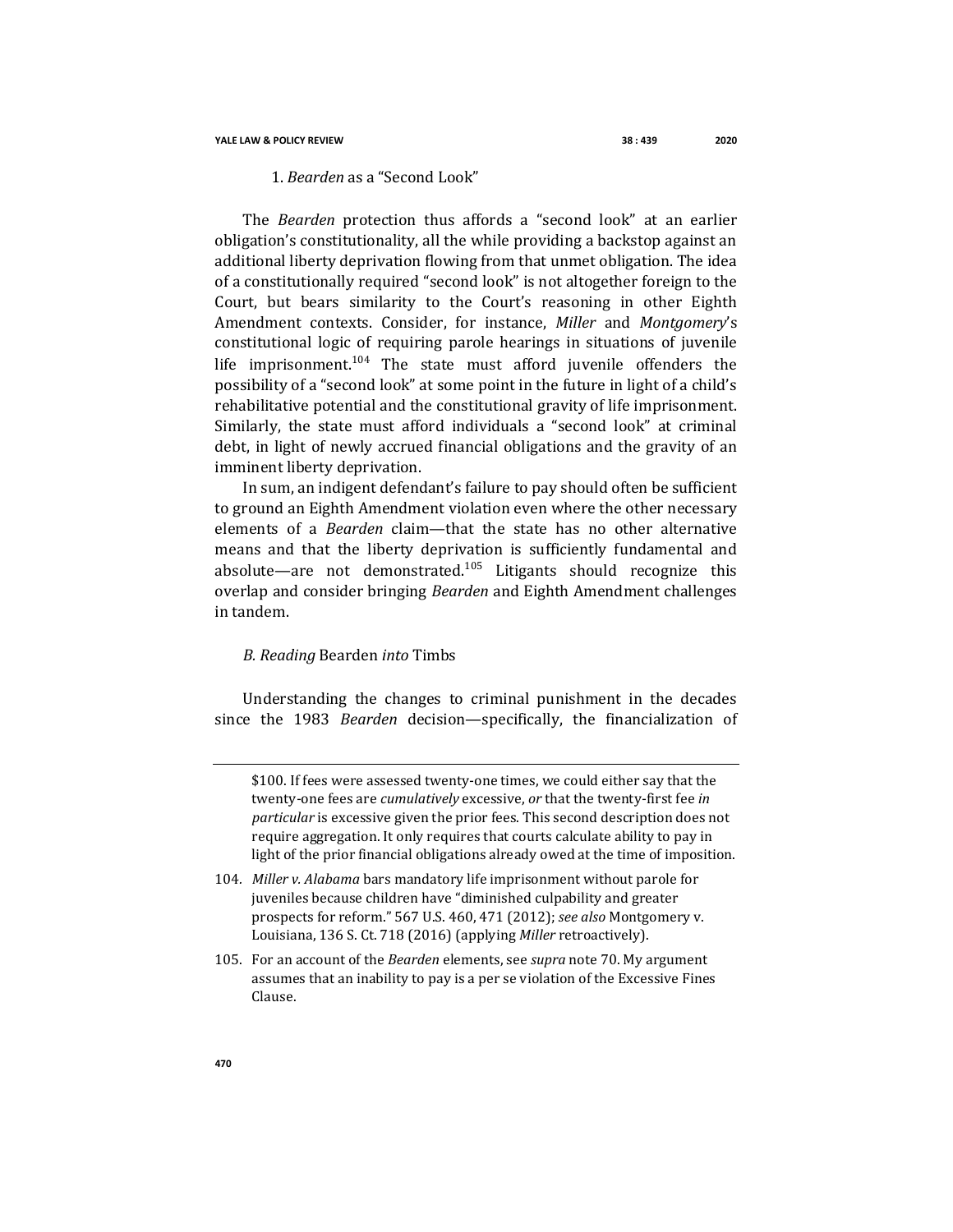### 1. *Bearden* as a "Second Look"

The *Bearden* protection thus affords a "second look" at an earlier obligation's constitutionality, all the while providing a backstop against an additional liberty deprivation flowing from that unmet obligation. The idea of a constitutionally required "second look" is not altogether foreign to the Court, but bears similarity to the Court's reasoning in other Eighth Amendment contexts. Consider, for instance, *Miller* and *Montgomery*'s constitutional logic of requiring parole hearings in situations of juvenile life imprisonment.[104] The state must afford juvenile offenders the possibility of a "second look" at some point in the future in light of a child's rehabilitative potential and the constitutional gravity of life imprisonment. Similarly, the state must afford individuals a "second look" at criminal debt, in light of newly accrued financial obligations and the gravity of an imminent liberty deprivation.

In sum, an indigent defendant's failure to pay should often be sufficient to ground an Eighth Amendment violation even where the other necessary elements of a *Bearden* claim—that the state has no other alternative means and that the liberty deprivation is sufficiently fundamental and absolute—are not demonstrated.[105] Litigants should recognize this overlap and consider bringing *Bearden* and Eighth Amendment challenges in tandem.

## *B. Reading* Bearden *into* Timbs

Understanding the changes to criminal punishment in the decades since the 1983 *Bearden* decision—specifically, the financialization of

---

$100. If fees were assessed twenty-one times, we could either say that the twenty-one fees are *cumulatively* excessive, *or* that the twenty-first fee *in particular* is excessive given the prior fees. This second description does not require aggregation. It only requires that courts calculate ability to pay in light of the prior financial obligations already owed at the time of imposition.

104. *Miller v. Alabama* bars mandatory life imprisonment without parole for juveniles because children have "diminished culpability and greater prospects for reform." 567 U.S. 460, 471 (2012); *see also* Montgomery v. Louisiana, 136 S. Ct. 718 (2016) (applying *Miller* retroactively).

105. For an account of the *Bearden* elements, see *supra* note 70. My argument assumes that an inability to pay is a per se violation of the Excessive Fines Clause.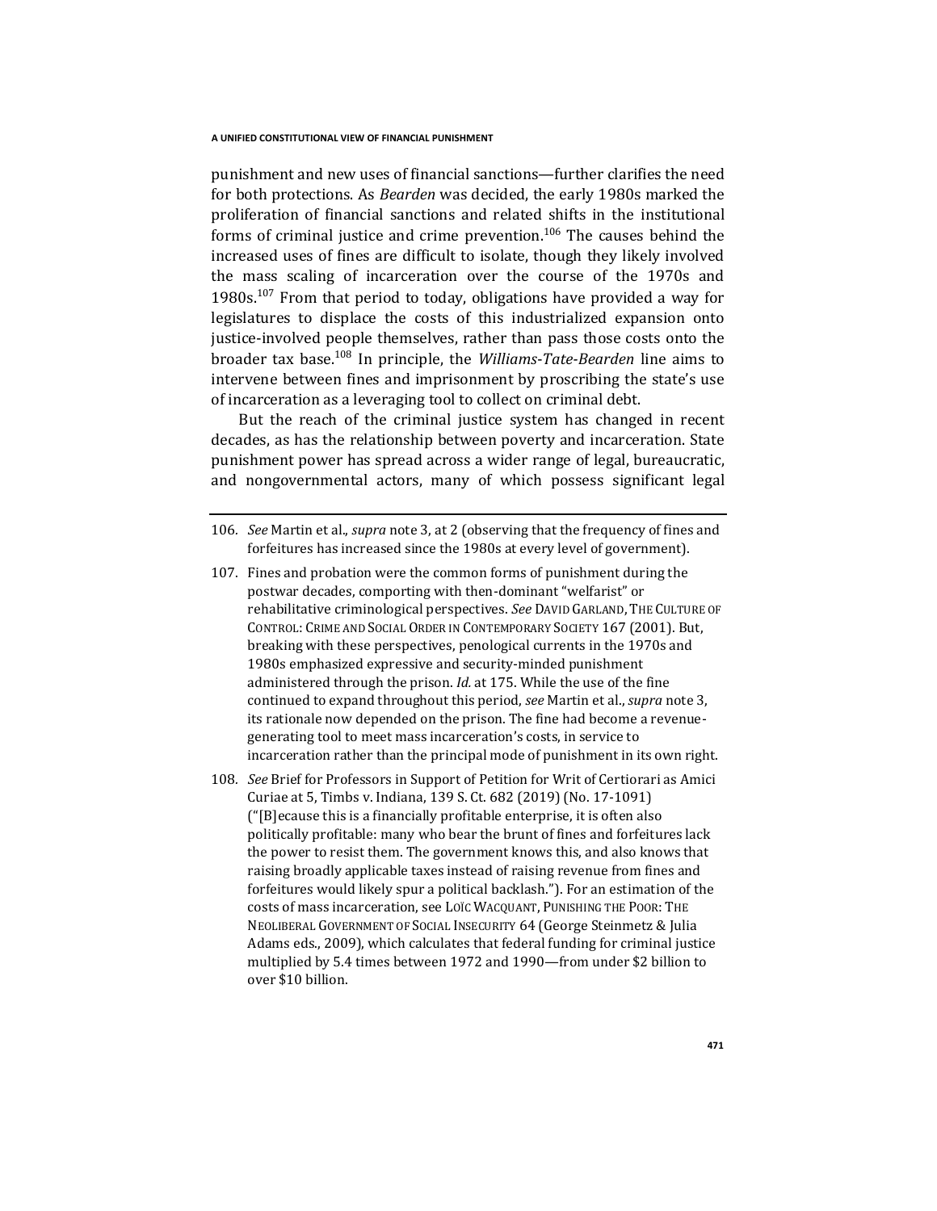punishment and new uses of financial sanctions—further clarifies the need for both protections. As *Bearden* was decided, the early 1980s marked the proliferation of financial sanctions and related shifts in the institutional forms of criminal justice and crime prevention.[106] The causes behind the increased uses of fines are difficult to isolate, though they likely involved the mass scaling of incarceration over the course of the 1970s and 1980s.[107] From that period to today, obligations have provided a way for legislatures to displace the costs of this industrialized expansion onto justice-involved people themselves, rather than pass those costs onto the broader tax base.[108] In principle, the *Williams-Tate-Bearden* line aims to intervene between fines and imprisonment by proscribing the state's use of incarceration as a leveraging tool to collect on criminal debt.

But the reach of the criminal justice system has changed in recent decades, as has the relationship between poverty and incarceration. State punishment power has spread across a wider range of legal, bureaucratic, and nongovernmental actors, many of which possess significant legal

106. *See* Martin et al., *supra* note 3, at 2 (observing that the frequency of fines and forfeitures has increased since the 1980s at every level of government).

107. Fines and probation were the common forms of punishment during the postwar decades, comporting with then-dominant "welfarist" or rehabilitative criminological perspectives. *See* DAVID GARLAND, THE CULTURE OF CONTROL: CRIME AND SOCIAL ORDER IN CONTEMPORARY SOCIETY 167 (2001). But, breaking with these perspectives, penological currents in the 1970s and 1980s emphasized expressive and security-minded punishment administered through the prison. *Id.* at 175. While the use of the fine continued to expand throughout this period, *see* Martin et al., *supra* note 3, its rationale now depended on the prison. The fine had become a revenue-generating tool to meet mass incarceration's costs, in service to incarceration rather than the principal mode of punishment in its own right.

108. *See* Brief for Professors in Support of Petition for Writ of Certiorari as Amici Curiae at 5, Timbs v. Indiana, 139 S. Ct. 682 (2019) (No. 17-1091) ("[B]ecause this is a financially profitable enterprise, it is often also politically profitable: many who bear the brunt of fines and forfeitures lack the power to resist them. The government knows this, and also knows that raising broadly applicable taxes instead of raising revenue from fines and forfeitures would likely spur a political backlash."). For an estimation of the costs of mass incarceration, see LOÏC WACQUANT, PUNISHING THE POOR: THE NEOLIBERAL GOVERNMENT OF SOCIAL INSECURITY 64 (George Steinmetz & Julia Adams eds., 2009), which calculates that federal funding for criminal justice multiplied by 5.4 times between 1972 and 1990—from under $2 billion to over $10 billion.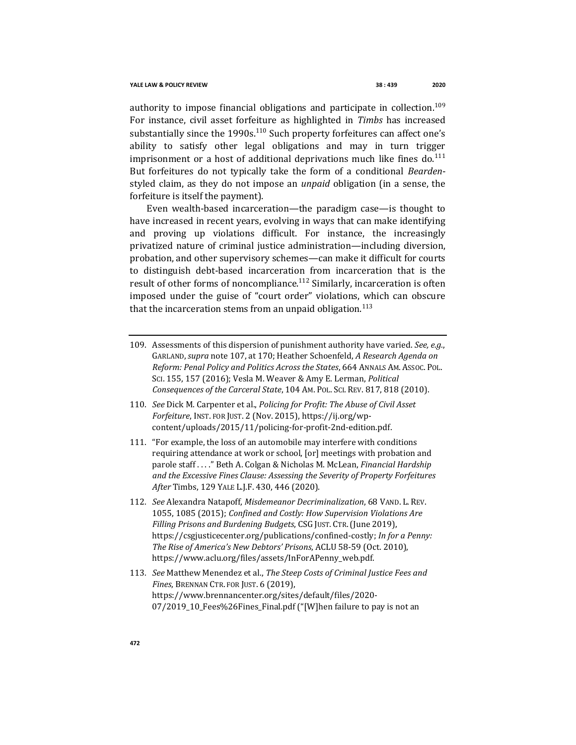authority to impose financial obligations and participate in collection.[109] For instance, civil asset forfeiture as highlighted in *Timbs* has increased substantially since the 1990s.[110] Such property forfeitures can affect one's ability to satisfy other legal obligations and may in turn trigger imprisonment or a host of additional deprivations much like fines do.[111] But forfeitures do not typically take the form of a conditional *Bearden*-styled claim, as they do not impose an *unpaid* obligation (in a sense, the forfeiture is itself the payment).

Even wealth-based incarceration—the paradigm case—is thought to have increased in recent years, evolving in ways that can make identifying and proving up violations difficult. For instance, the increasingly privatized nature of criminal justice administration—including diversion, probation, and other supervisory schemes—can make it difficult for courts to distinguish debt-based incarceration from incarceration that is the result of other forms of noncompliance.[112] Similarly, incarceration is often imposed under the guise of "court order" violations, which can obscure that the incarceration stems from an unpaid obligation.[113]

---

109. Assessments of this dispersion of punishment authority have varied. *See, e.g.*, GARLAND, *supra* note 107, at 170; Heather Schoenfeld, *A Research Agenda on Reform: Penal Policy and Politics Across the States*, 664 ANNALS AM. ASSOC. POL. SCI. 155, 157 (2016); Vesla M. Weaver & Amy E. Lerman, *Political Consequences of the Carceral State*, 104 AM. POL. SCI. REV. 817, 818 (2010).

110. *See* Dick M. Carpenter et al., *Policing for Profit: The Abuse of Civil Asset Forfeiture*, INST. FOR JUST. 2 (Nov. 2015), https://ij.org/wp-content/uploads/2015/11/policing-for-profit-2nd-edition.pdf.

111. "For example, the loss of an automobile may interfere with conditions requiring attendance at work or school, [or] meetings with probation and parole staff . . . ." Beth A. Colgan & Nicholas M. McLean, *Financial Hardship and the Excessive Fines Clause: Assessing the Severity of Property Forfeitures After* Timbs, 129 YALE L.J.F. 430, 446 (2020).

112. *See* Alexandra Natapoff, *Misdemeanor Decriminalization*, 68 VAND. L. REV. 1055, 1085 (2015); *Confined and Costly: How Supervision Violations Are Filling Prisons and Burdening Budgets*, CSG JUST. CTR. (June 2019), https://csgjusticecenter.org/publications/confined-costly; *In for a Penny: The Rise of America's New Debtors' Prisons*, ACLU 58-59 (Oct. 2010), https://www.aclu.org/files/assets/InForAPenny_web.pdf.

113. *See* Matthew Menendez et al., *The Steep Costs of Criminal Justice Fees and Fines*, BRENNAN CTR. FOR JUST. 6 (2019), https://www.brennancenter.org/sites/default/files/2020-07/2019_10_Fees%26Fines_Final.pdf ("[W]hen failure to pay is not an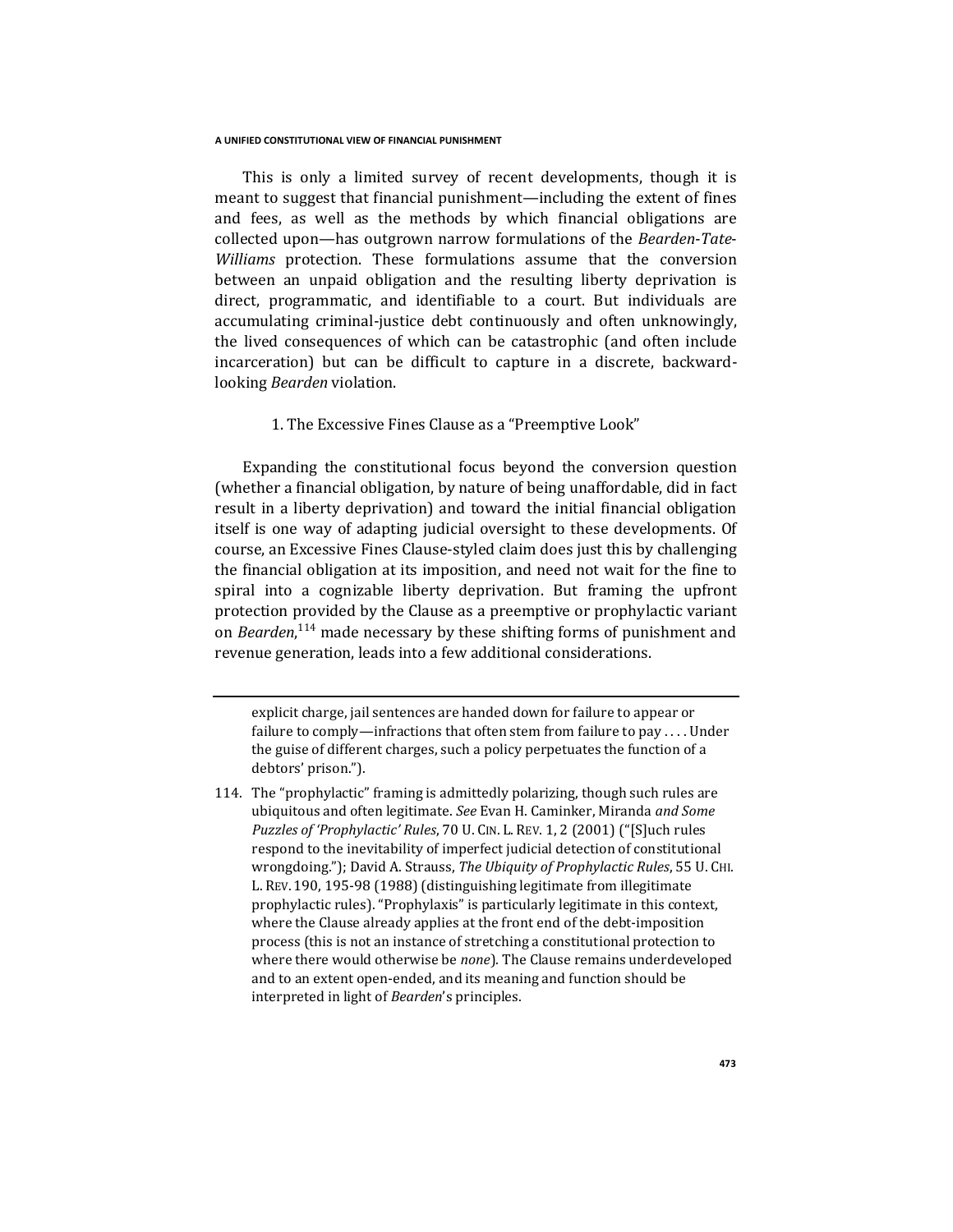This is only a limited survey of recent developments, though it is meant to suggest that financial punishment—including the extent of fines and fees, as well as the methods by which financial obligations are collected upon—has outgrown narrow formulations of the *Bearden-Tate-Williams* protection. These formulations assume that the conversion between an unpaid obligation and the resulting liberty deprivation is direct, programmatic, and identifiable to a court. But individuals are accumulating criminal-justice debt continuously and often unknowingly, the lived consequences of which can be catastrophic (and often include incarceration) but can be difficult to capture in a discrete, backward-looking *Bearden* violation.

### 1. The Excessive Fines Clause as a "Preemptive Look"

Expanding the constitutional focus beyond the conversion question (whether a financial obligation, by nature of being unaffordable, did in fact result in a liberty deprivation) and toward the initial financial obligation itself is one way of adapting judicial oversight to these developments. Of course, an Excessive Fines Clause-styled claim does just this by challenging the financial obligation at its imposition, and need not wait for the fine to spiral into a cognizable liberty deprivation. But framing the upfront protection provided by the Clause as a preemptive or prophylactic variant on *Bearden*,[114] made necessary by these shifting forms of punishment and revenue generation, leads into a few additional considerations.

---

explicit charge, jail sentences are handed down for failure to appear or failure to comply—infractions that often stem from failure to pay . . . . Under the guise of different charges, such a policy perpetuates the function of a debtors' prison.").

114. The "prophylactic" framing is admittedly polarizing, though such rules are ubiquitous and often legitimate. *See* Evan H. Caminker, Miranda *and Some Puzzles of 'Prophylactic' Rules*, 70 U. CIN. L. REV. 1, 2 (2001) ("[S]uch rules respond to the inevitability of imperfect judicial detection of constitutional wrongdoing."); David A. Strauss, *The Ubiquity of Prophylactic Rules*, 55 U. CHI. L. REV. 190, 195-98 (1988) (distinguishing legitimate from illegitimate prophylactic rules). "Prophylaxis" is particularly legitimate in this context, where the Clause already applies at the front end of the debt-imposition process (this is not an instance of stretching a constitutional protection to where there would otherwise be *none*). The Clause remains underdeveloped and to an extent open-ended, and its meaning and function should be interpreted in light of *Bearden*'s principles.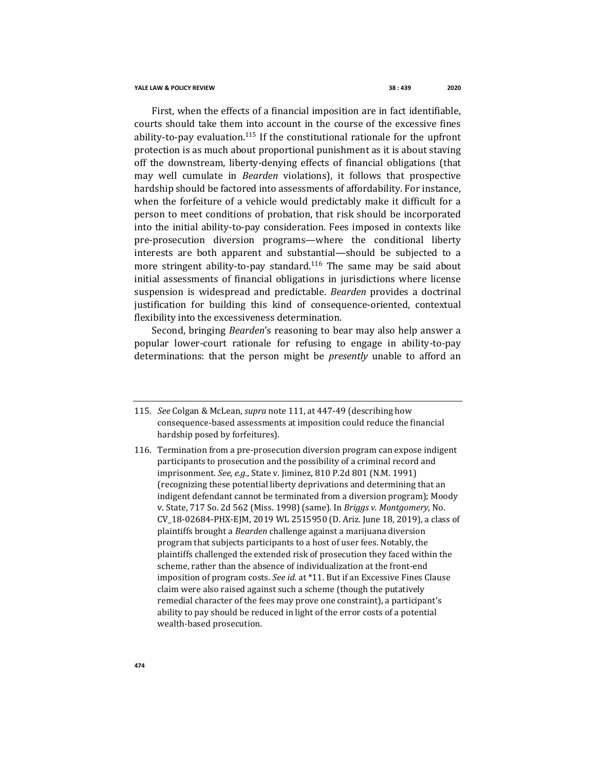First, when the effects of a financial imposition are in fact identifiable, courts should take them into account in the course of the excessive fines ability-to-pay evaluation.[115] If the constitutional rationale for the upfront protection is as much about proportional punishment as it is about staving off the downstream, liberty-denying effects of financial obligations (that may well cumulate in *Bearden* violations), it follows that prospective hardship should be factored into assessments of affordability. For instance, when the forfeiture of a vehicle would predictably make it difficult for a person to meet conditions of probation, that risk should be incorporated into the initial ability-to-pay consideration. Fees imposed in contexts like pre-prosecution diversion programs—where the conditional liberty interests are both apparent and substantial—should be subjected to a more stringent ability-to-pay standard.[116] The same may be said about initial assessments of financial obligations in jurisdictions where license suspension is widespread and predictable. *Bearden* provides a doctrinal justification for building this kind of consequence-oriented, contextual flexibility into the excessiveness determination.

Second, bringing *Bearden*'s reasoning to bear may also help answer a popular lower-court rationale for refusing to engage in ability-to-pay determinations: that the person might be *presently* unable to afford an

---

115. *See* Colgan & McLean, *supra* note 111, at 447-49 (describing how consequence-based assessments at imposition could reduce the financial hardship posed by forfeitures).

116. Termination from a pre-prosecution diversion program can expose indigent participants to prosecution and the possibility of a criminal record and imprisonment. *See, e.g.*, State v. Jiminez, 810 P.2d 801 (N.M. 1991) (recognizing these potential liberty deprivations and determining that an indigent defendant cannot be terminated from a diversion program); Moody v. State, 717 So. 2d 562 (Miss. 1998) (same). In *Briggs v. Montgomery*, No. CV_18-02684-PHX-EJM, 2019 WL 2515950 (D. Ariz. June 18, 2019), a class of plaintiffs brought a *Bearden* challenge against a marijuana diversion program that subjects participants to a host of user fees. Notably, the plaintiffs challenged the extended risk of prosecution they faced within the scheme, rather than the absence of individualization at the front-end imposition of program costs. *See id.* at *11. But if an Excessive Fines Clause claim were also raised against such a scheme (though the putatively remedial character of the fees may prove one constraint), a participant's ability to pay should be reduced in light of the error costs of a potential wealth-based prosecution.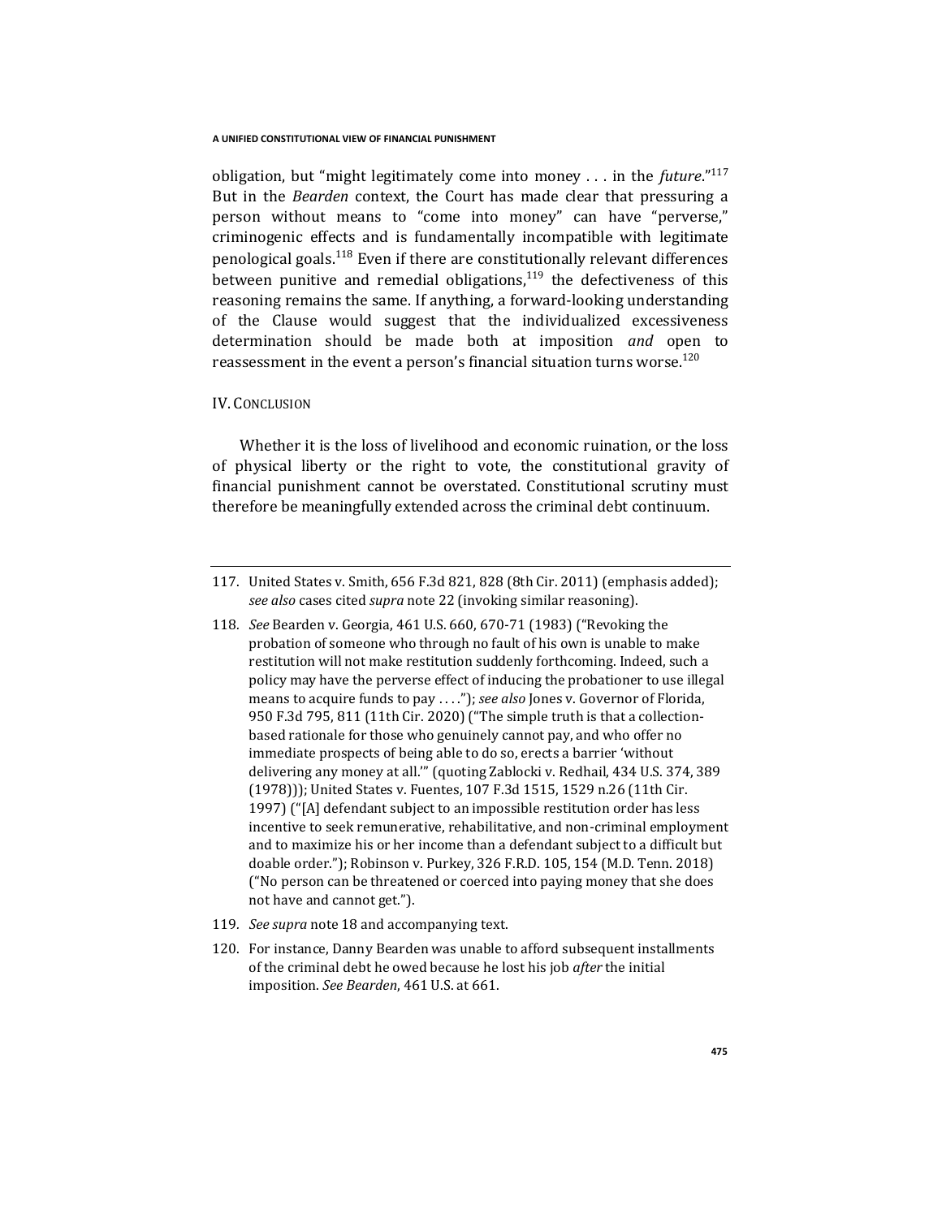obligation, but "might legitimately come into money . . . in the *future*."[117] But in the *Bearden* context, the Court has made clear that pressuring a person without means to "come into money" can have "perverse," criminogenic effects and is fundamentally incompatible with legitimate penological goals.[118] Even if there are constitutionally relevant differences between punitive and remedial obligations,[119] the defectiveness of this reasoning remains the same. If anything, a forward-looking understanding of the Clause would suggest that the individualized excessiveness determination should be made both at imposition *and* open to reassessment in the event a person's financial situation turns worse.[120]

## IV. CONCLUSION

Whether it is the loss of livelihood and economic ruination, or the loss of physical liberty or the right to vote, the constitutional gravity of financial punishment cannot be overstated. Constitutional scrutiny must therefore be meaningfully extended across the criminal debt continuum.

---

117. United States v. Smith, 656 F.3d 821, 828 (8th Cir. 2011) (emphasis added); *see also* cases cited *supra* note 22 (invoking similar reasoning).

118. *See* Bearden v. Georgia, 461 U.S. 660, 670-71 (1983) ("Revoking the probation of someone who through no fault of his own is unable to make restitution will not make restitution suddenly forthcoming. Indeed, such a policy may have the perverse effect of inducing the probationer to use illegal means to acquire funds to pay . . . ."); *see also* Jones v. Governor of Florida, 950 F.3d 795, 811 (11th Cir. 2020) ("The simple truth is that a collection-based rationale for those who genuinely cannot pay, and who offer no immediate prospects of being able to do so, erects a barrier 'without delivering any money at all.'" (quoting Zablocki v. Redhail, 434 U.S. 374, 389 (1978))); United States v. Fuentes, 107 F.3d 1515, 1529 n.26 (11th Cir. 1997) ("[A] defendant subject to an impossible restitution order has less incentive to seek remunerative, rehabilitative, and non-criminal employment and to maximize his or her income than a defendant subject to a difficult but doable order."); Robinson v. Purkey, 326 F.R.D. 105, 154 (M.D. Tenn. 2018) ("No person can be threatened or coerced into paying money that she does not have and cannot get.").

119. *See supra* note 18 and accompanying text.

120. For instance, Danny Bearden was unable to afford subsequent installments of the criminal debt he owed because he lost his job *after* the initial imposition. *See Bearden*, 461 U.S. at 661.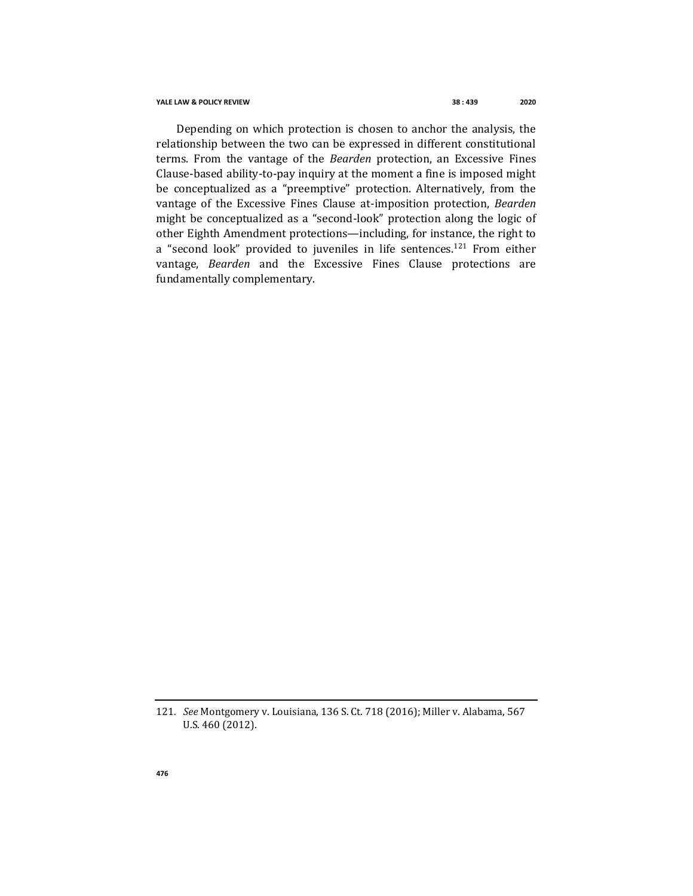Depending on which protection is chosen to anchor the analysis, the relationship between the two can be expressed in different constitutional terms. From the vantage of the *Bearden* protection, an Excessive Fines Clause-based ability-to-pay inquiry at the moment a fine is imposed might be conceptualized as a "preemptive" protection. Alternatively, from the vantage of the Excessive Fines Clause at-imposition protection, *Bearden* might be conceptualized as a "second-look" protection along the logic of other Eighth Amendment protections—including, for instance, the right to a "second look" provided to juveniles in life sentences.[121] From either vantage, *Bearden* and the Excessive Fines Clause protections are fundamentally complementary.

---

121. *See* Montgomery v. Louisiana, 136 S. Ct. 718 (2016); Miller v. Alabama, 567 U.S. 460 (2012).